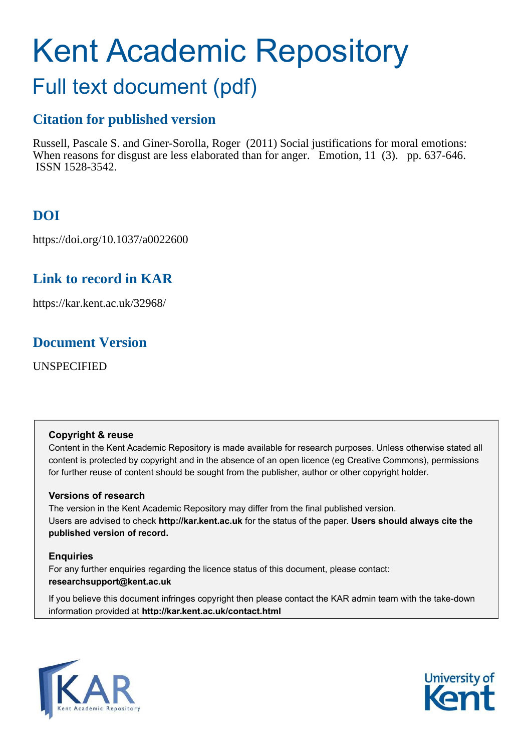# Kent Academic Repository

## Full text document (pdf)

## Citation for published version

Russell, Pascale S. and Giner-Sorolla, Roger (2011) Social justifications for moral emotions: When reasons for disgust are less elaborated than for anger. Emotion, 11 (3). pp. 637-646. ISSN 1528-3542.

## DOI

https://doi.org/10.1037/a0022600

## Link to record in KAR

https://kar.kent.ac.uk/32968/

## Document Version

UNSPECIFIED

### Copyright & reuse

Content in the Kent Academic Repository is made available for research purposes. Unless otherwise stated all content is protected by copyright and in the absence of an open licence (eg Creative Commons), permissions for further reuse of content should be sought from the publisher, author or other copyright holder.

### Versions of research

The version in the Kent Academic Repository may differ from the final published version. Users are advised to check **http://kar.kent.ac.uk** for the status of the paper. **Users should always cite the published version of record.**

### Enquiries

For any further enquiries regarding the licence status of this document, please contact: **researchsupport@kent.ac.uk**

If you believe this document infringes copyright then please contact the KAR admin team with the take-down information provided at **http://kar.kent.ac.uk/contact.html**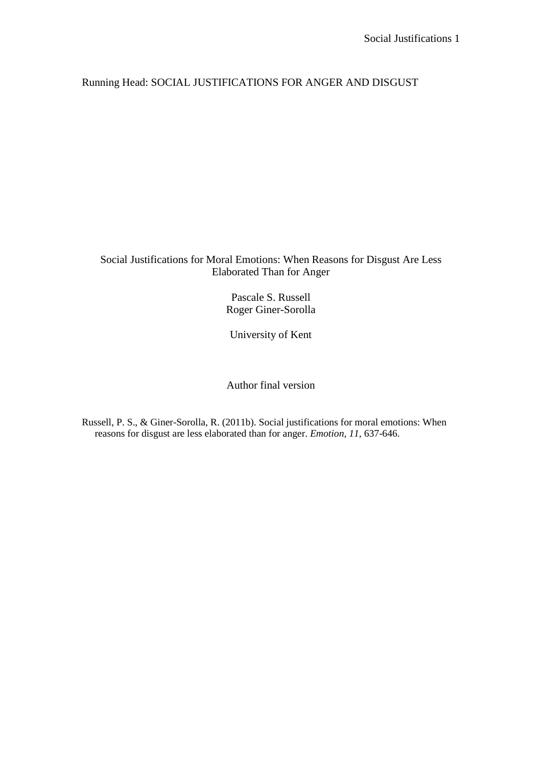Running Head: SOCIAL JUSTIFICATIONS FOR ANGER AND DISGUST

# Social Justifications for Moral Emotions: When Reasons for Disgust Are Less Elaborated Than for Anger

Pascale S. Russell
Roger Giner-Sorolla

University of Kent

Author final version

Russell, P. S., & Giner-Sorolla, R. (2011b). Social justifications for moral emotions: When reasons for disgust are less elaborated than for anger. *Emotion, 11*, 637-646.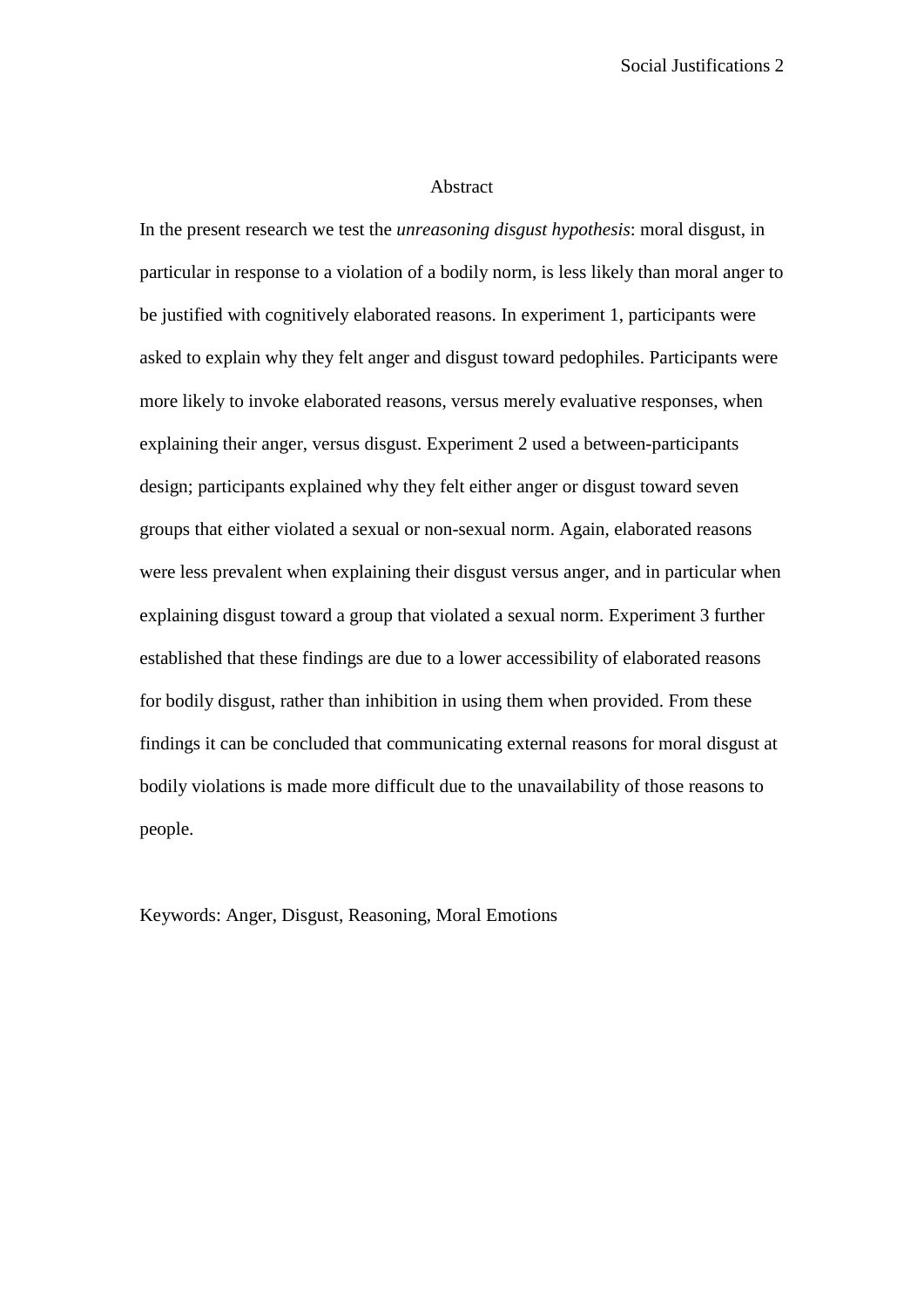# Abstract

In the present research we test the *unreasoning disgust hypothesis*: moral disgust, in particular in response to a violation of a bodily norm, is less likely than moral anger to be justified with cognitively elaborated reasons. In experiment 1, participants were asked to explain why they felt anger and disgust toward pedophiles. Participants were more likely to invoke elaborated reasons, versus merely evaluative responses, when explaining their anger, versus disgust. Experiment 2 used a between-participants design; participants explained why they felt either anger or disgust toward seven groups that either violated a sexual or non-sexual norm. Again, elaborated reasons were less prevalent when explaining their disgust versus anger, and in particular when explaining disgust toward a group that violated a sexual norm. Experiment 3 further established that these findings are due to a lower accessibility of elaborated reasons for bodily disgust, rather than inhibition in using them when provided. From these findings it can be concluded that communicating external reasons for moral disgust at bodily violations is made more difficult due to the unavailability of those reasons to people.

Keywords: Anger, Disgust, Reasoning, Moral Emotions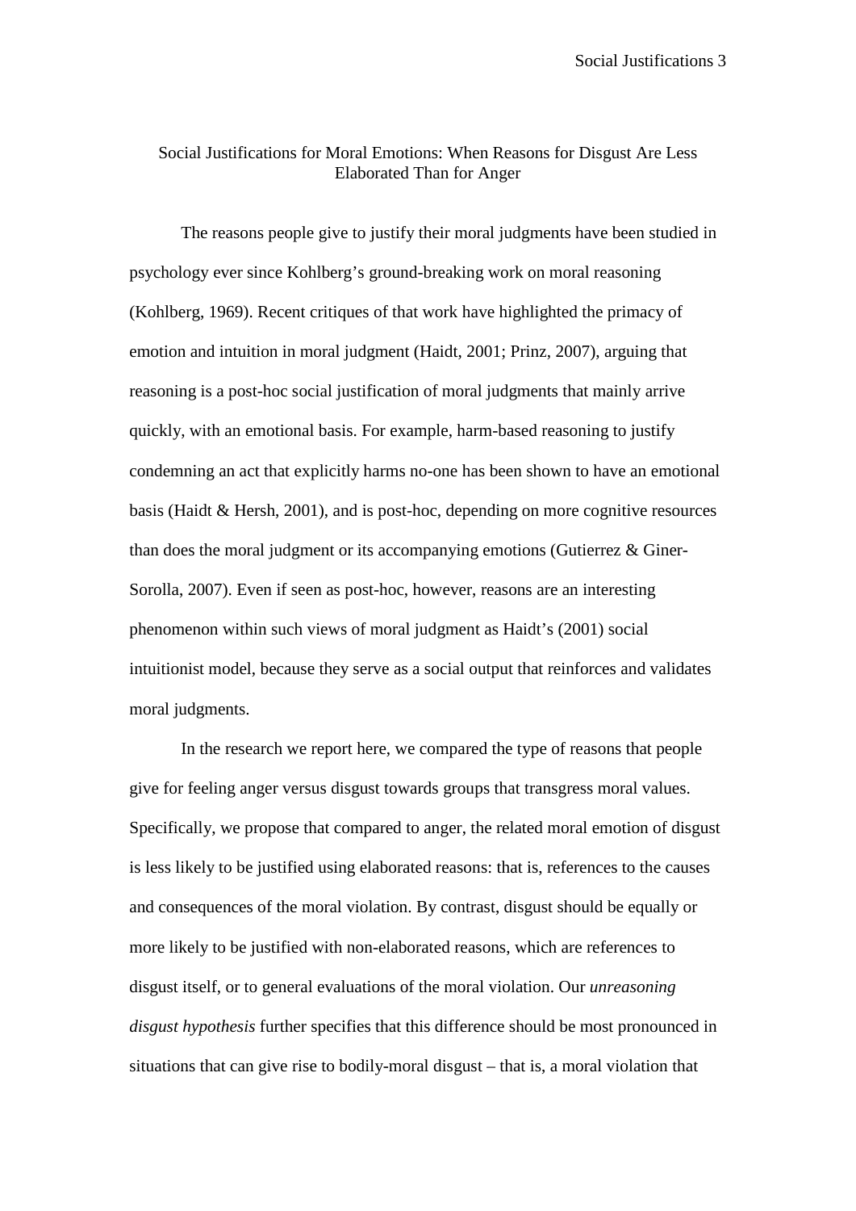# Social Justifications for Moral Emotions: When Reasons for Disgust Are Less Elaborated Than for Anger

The reasons people give to justify their moral judgments have been studied in psychology ever since Kohlberg's ground-breaking work on moral reasoning (Kohlberg, 1969). Recent critiques of that work have highlighted the primacy of emotion and intuition in moral judgment (Haidt, 2001; Prinz, 2007), arguing that reasoning is a post-hoc social justification of moral judgments that mainly arrive quickly, with an emotional basis. For example, harm-based reasoning to justify condemning an act that explicitly harms no-one has been shown to have an emotional basis (Haidt & Hersh, 2001), and is post-hoc, depending on more cognitive resources than does the moral judgment or its accompanying emotions (Gutierrez & Giner-Sorolla, 2007). Even if seen as post-hoc, however, reasons are an interesting phenomenon within such views of moral judgment as Haidt's (2001) social intuitionist model, because they serve as a social output that reinforces and validates moral judgments.

In the research we report here, we compared the type of reasons that people give for feeling anger versus disgust towards groups that transgress moral values. Specifically, we propose that compared to anger, the related moral emotion of disgust is less likely to be justified using elaborated reasons: that is, references to the causes and consequences of the moral violation. By contrast, disgust should be equally or more likely to be justified with non-elaborated reasons, which are references to disgust itself, or to general evaluations of the moral violation. Our *unreasoning disgust hypothesis* further specifies that this difference should be most pronounced in situations that can give rise to bodily-moral disgust – that is, a moral violation that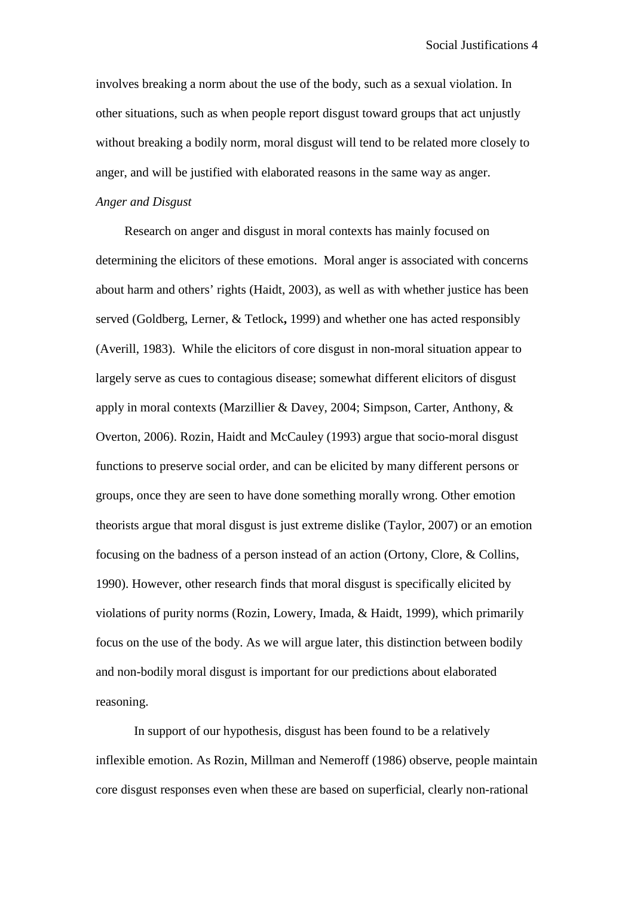involves breaking a norm about the use of the body, such as a sexual violation. In other situations, such as when people report disgust toward groups that act unjustly without breaking a bodily norm, moral disgust will tend to be related more closely to anger, and will be justified with elaborated reasons in the same way as anger.

*Anger and Disgust*

Research on anger and disgust in moral contexts has mainly focused on determining the elicitors of these emotions. Moral anger is associated with concerns about harm and others' rights (Haidt, 2003), as well as with whether justice has been served (Goldberg, Lerner, & Tetlock**,** 1999) and whether one has acted responsibly (Averill, 1983). While the elicitors of core disgust in non-moral situation appear to largely serve as cues to contagious disease; somewhat different elicitors of disgust apply in moral contexts (Marzillier & Davey, 2004; Simpson, Carter, Anthony, & Overton, 2006). Rozin, Haidt and McCauley (1993) argue that socio-moral disgust functions to preserve social order, and can be elicited by many different persons or groups, once they are seen to have done something morally wrong. Other emotion theorists argue that moral disgust is just extreme dislike (Taylor, 2007) or an emotion focusing on the badness of a person instead of an action (Ortony, Clore, & Collins, 1990). However, other research finds that moral disgust is specifically elicited by violations of purity norms (Rozin, Lowery, Imada, & Haidt, 1999), which primarily focus on the use of the body. As we will argue later, this distinction between bodily and non-bodily moral disgust is important for our predictions about elaborated reasoning.

In support of our hypothesis, disgust has been found to be a relatively inflexible emotion. As Rozin, Millman and Nemeroff (1986) observe, people maintain core disgust responses even when these are based on superficial, clearly non-rational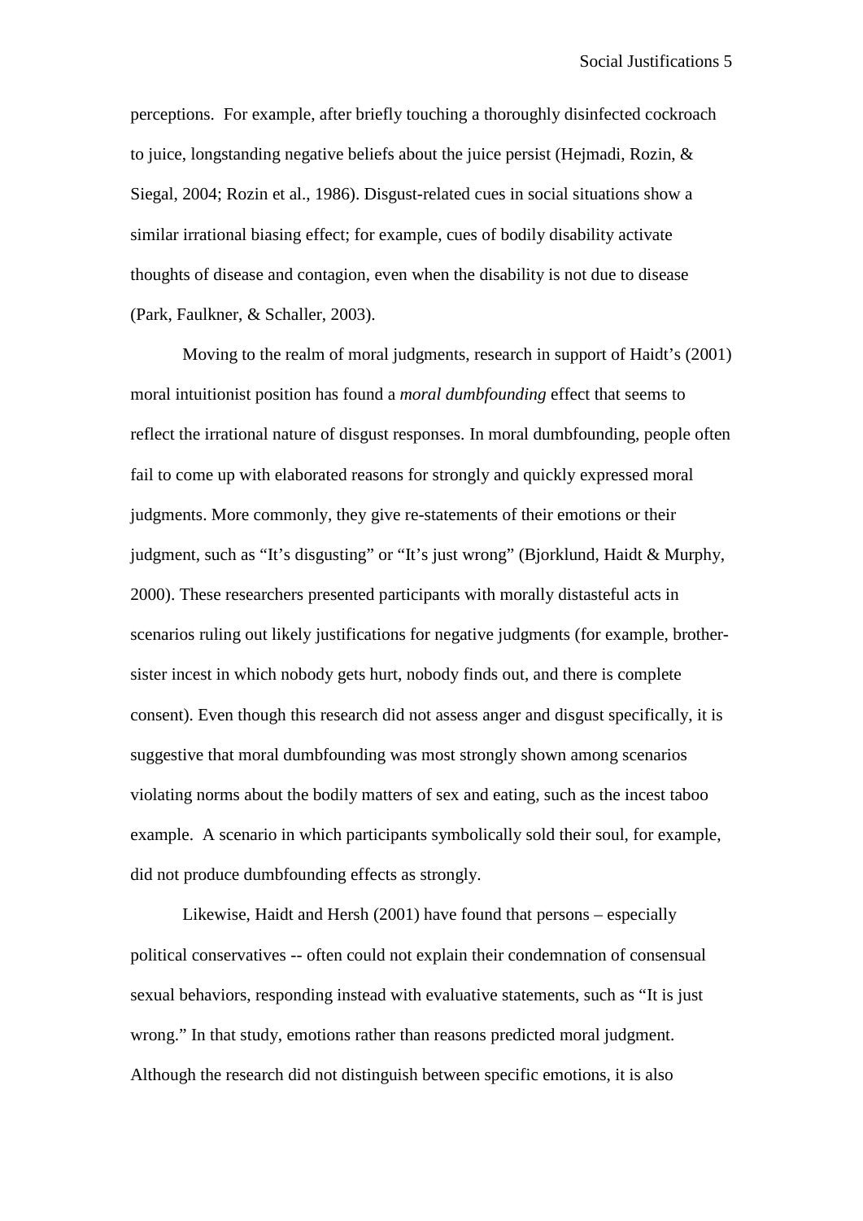perceptions.  For example, after briefly touching a thoroughly disinfected cockroach to juice, longstanding negative beliefs about the juice persist (Hejmadi, Rozin, & Siegal, 2004; Rozin et al., 1986). Disgust-related cues in social situations show a similar irrational biasing effect; for example, cues of bodily disability activate thoughts of disease and contagion, even when the disability is not due to disease (Park, Faulkner, & Schaller, 2003).

Moving to the realm of moral judgments, research in support of Haidt's (2001) moral intuitionist position has found a *moral dumbfounding* effect that seems to reflect the irrational nature of disgust responses. In moral dumbfounding, people often fail to come up with elaborated reasons for strongly and quickly expressed moral judgments. More commonly, they give re-statements of their emotions or their judgment, such as "It's disgusting" or "It's just wrong" (Bjorklund, Haidt & Murphy, 2000). These researchers presented participants with morally distasteful acts in scenarios ruling out likely justifications for negative judgments (for example, brother-sister incest in which nobody gets hurt, nobody finds out, and there is complete consent). Even though this research did not assess anger and disgust specifically, it is suggestive that moral dumbfounding was most strongly shown among scenarios violating norms about the bodily matters of sex and eating, such as the incest taboo example.  A scenario in which participants symbolically sold their soul, for example, did not produce dumbfounding effects as strongly.

Likewise, Haidt and Hersh (2001) have found that persons – especially political conservatives -- often could not explain their condemnation of consensual sexual behaviors, responding instead with evaluative statements, such as "It is just wrong." In that study, emotions rather than reasons predicted moral judgment. Although the research did not distinguish between specific emotions, it is also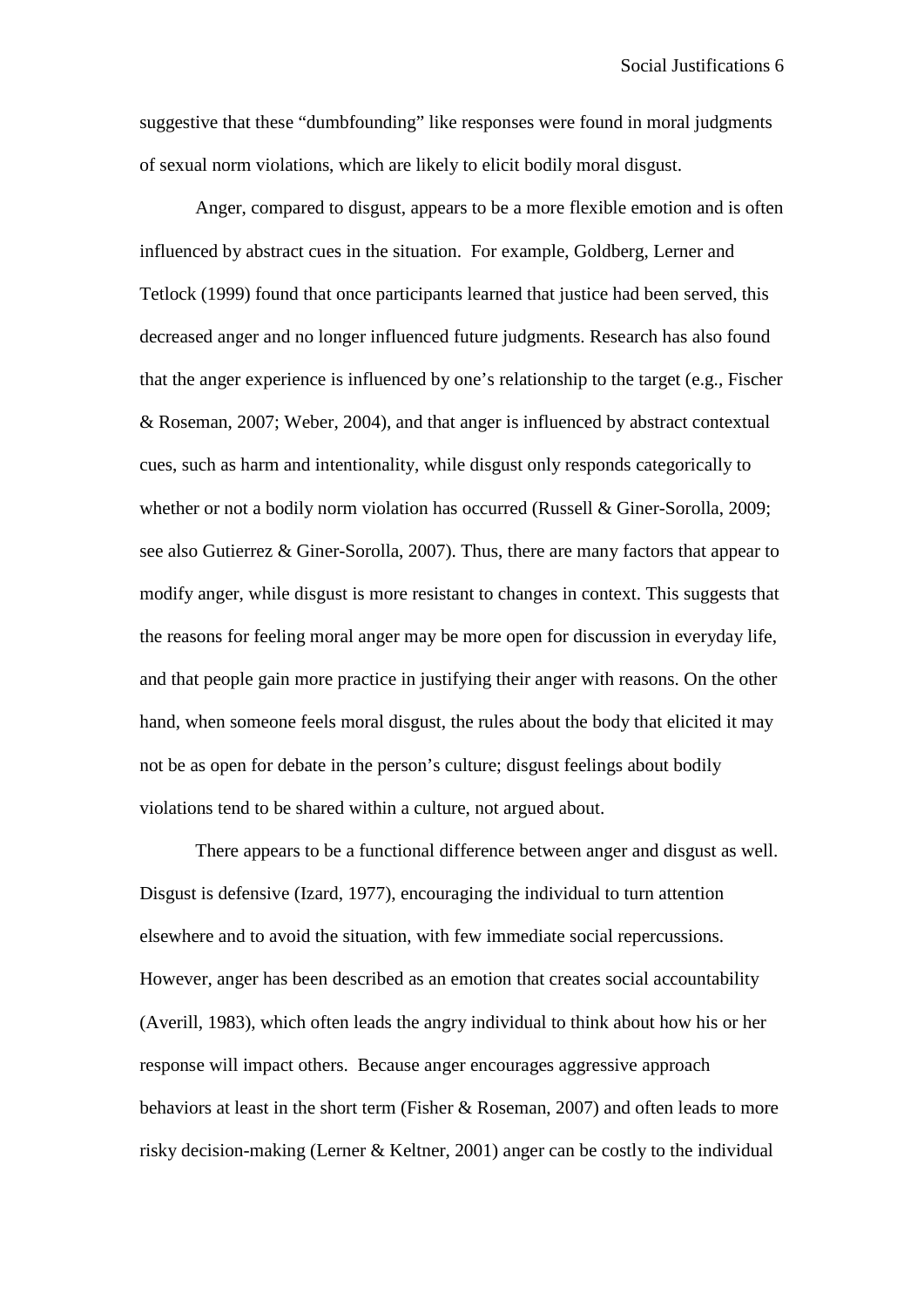suggestive that these "dumbfounding" like responses were found in moral judgments of sexual norm violations, which are likely to elicit bodily moral disgust.

Anger, compared to disgust, appears to be a more flexible emotion and is often influenced by abstract cues in the situation. For example, Goldberg, Lerner and Tetlock (1999) found that once participants learned that justice had been served, this decreased anger and no longer influenced future judgments. Research has also found that the anger experience is influenced by one's relationship to the target (e.g., Fischer & Roseman, 2007; Weber, 2004), and that anger is influenced by abstract contextual cues, such as harm and intentionality, while disgust only responds categorically to whether or not a bodily norm violation has occurred (Russell & Giner-Sorolla, 2009; see also Gutierrez & Giner-Sorolla, 2007). Thus, there are many factors that appear to modify anger, while disgust is more resistant to changes in context. This suggests that the reasons for feeling moral anger may be more open for discussion in everyday life, and that people gain more practice in justifying their anger with reasons. On the other hand, when someone feels moral disgust, the rules about the body that elicited it may not be as open for debate in the person's culture; disgust feelings about bodily violations tend to be shared within a culture, not argued about.

There appears to be a functional difference between anger and disgust as well. Disgust is defensive (Izard, 1977), encouraging the individual to turn attention elsewhere and to avoid the situation, with few immediate social repercussions. However, anger has been described as an emotion that creates social accountability (Averill, 1983), which often leads the angry individual to think about how his or her response will impact others. Because anger encourages aggressive approach behaviors at least in the short term (Fisher & Roseman, 2007) and often leads to more risky decision-making (Lerner & Keltner, 2001) anger can be costly to the individual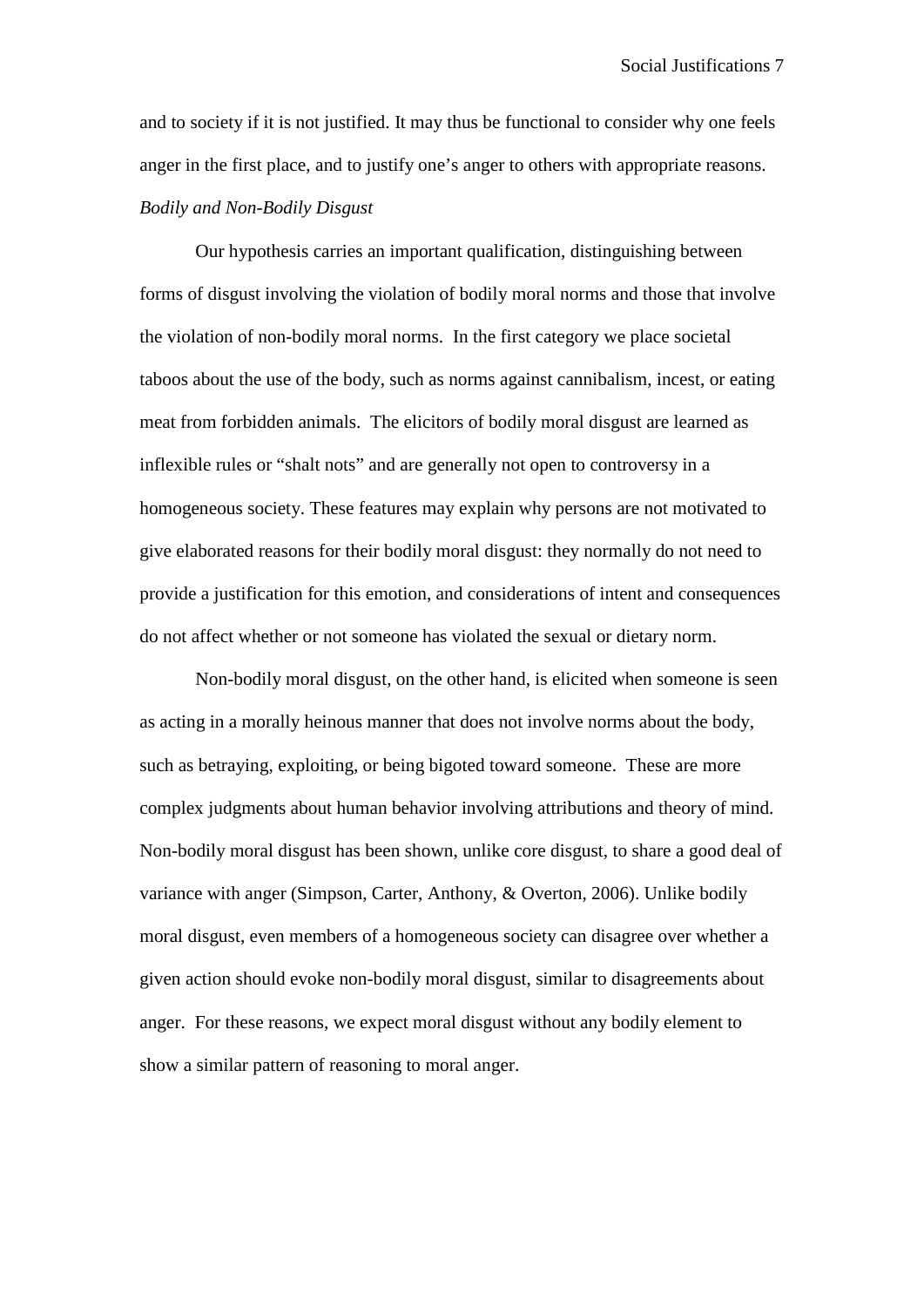and to society if it is not justified. It may thus be functional to consider why one feels anger in the first place, and to justify one's anger to others with appropriate reasons.

*Bodily and Non-Bodily Disgust*

Our hypothesis carries an important qualification, distinguishing between forms of disgust involving the violation of bodily moral norms and those that involve the violation of non-bodily moral norms. In the first category we place societal taboos about the use of the body, such as norms against cannibalism, incest, or eating meat from forbidden animals. The elicitors of bodily moral disgust are learned as inflexible rules or "shalt nots" and are generally not open to controversy in a homogeneous society. These features may explain why persons are not motivated to give elaborated reasons for their bodily moral disgust: they normally do not need to provide a justification for this emotion, and considerations of intent and consequences do not affect whether or not someone has violated the sexual or dietary norm.

Non-bodily moral disgust, on the other hand, is elicited when someone is seen as acting in a morally heinous manner that does not involve norms about the body, such as betraying, exploiting, or being bigoted toward someone. These are more complex judgments about human behavior involving attributions and theory of mind. Non-bodily moral disgust has been shown, unlike core disgust, to share a good deal of variance with anger (Simpson, Carter, Anthony, & Overton, 2006). Unlike bodily moral disgust, even members of a homogeneous society can disagree over whether a given action should evoke non-bodily moral disgust, similar to disagreements about anger. For these reasons, we expect moral disgust without any bodily element to show a similar pattern of reasoning to moral anger.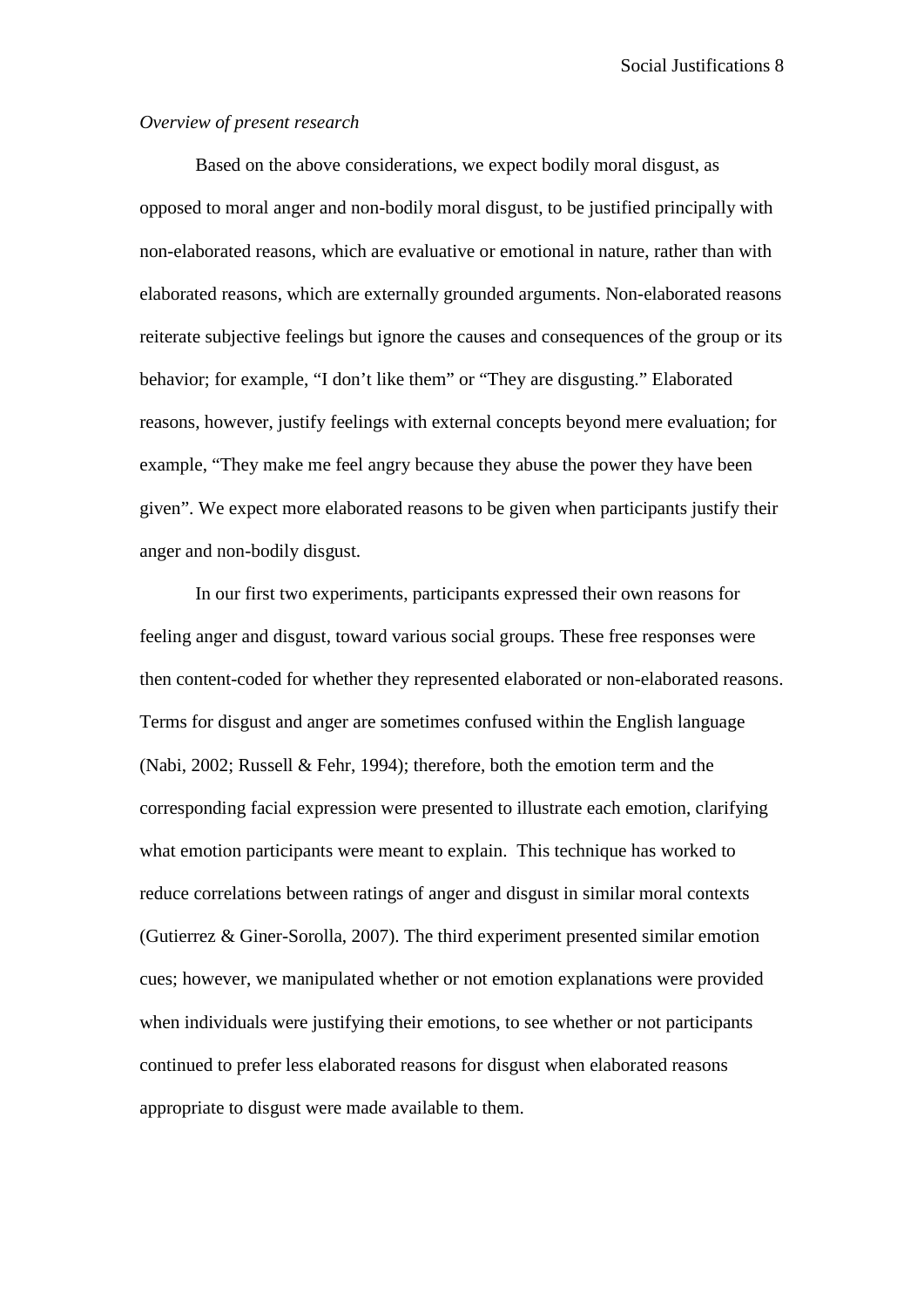*Overview of present research*

Based on the above considerations, we expect bodily moral disgust, as opposed to moral anger and non-bodily moral disgust, to be justified principally with non-elaborated reasons, which are evaluative or emotional in nature, rather than with elaborated reasons, which are externally grounded arguments. Non-elaborated reasons reiterate subjective feelings but ignore the causes and consequences of the group or its behavior; for example, "I don't like them" or "They are disgusting." Elaborated reasons, however, justify feelings with external concepts beyond mere evaluation; for example, "They make me feel angry because they abuse the power they have been given". We expect more elaborated reasons to be given when participants justify their anger and non-bodily disgust.

In our first two experiments, participants expressed their own reasons for feeling anger and disgust, toward various social groups. These free responses were then content-coded for whether they represented elaborated or non-elaborated reasons. Terms for disgust and anger are sometimes confused within the English language (Nabi, 2002; Russell & Fehr, 1994); therefore, both the emotion term and the corresponding facial expression were presented to illustrate each emotion, clarifying what emotion participants were meant to explain. This technique has worked to reduce correlations between ratings of anger and disgust in similar moral contexts (Gutierrez & Giner-Sorolla, 2007). The third experiment presented similar emotion cues; however, we manipulated whether or not emotion explanations were provided when individuals were justifying their emotions, to see whether or not participants continued to prefer less elaborated reasons for disgust when elaborated reasons appropriate to disgust were made available to them.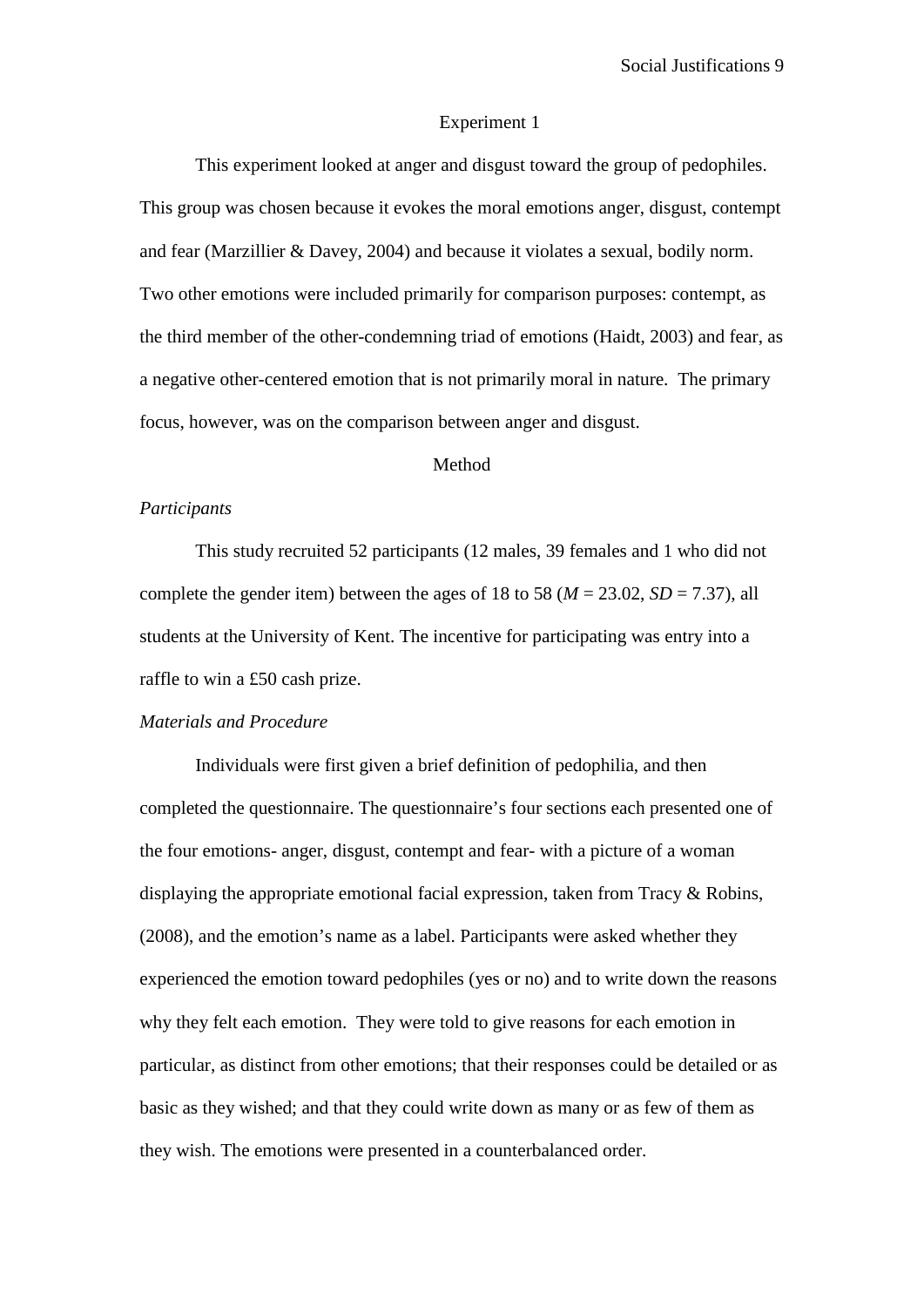## Experiment 1

This experiment looked at anger and disgust toward the group of pedophiles. This group was chosen because it evokes the moral emotions anger, disgust, contempt and fear (Marzillier & Davey, 2004) and because it violates a sexual, bodily norm. Two other emotions were included primarily for comparison purposes: contempt, as the third member of the other-condemning triad of emotions (Haidt, 2003) and fear, as a negative other-centered emotion that is not primarily moral in nature. The primary focus, however, was on the comparison between anger and disgust.

### Method

#### *Participants*

This study recruited 52 participants (12 males, 39 females and 1 who did not complete the gender item) between the ages of 18 to 58 ($M$ = 23.02, $SD$ = 7.37), all students at the University of Kent. The incentive for participating was entry into a raffle to win a £50 cash prize.

#### *Materials and Procedure*

Individuals were first given a brief definition of pedophilia, and then completed the questionnaire. The questionnaire's four sections each presented one of the four emotions- anger, disgust, contempt and fear- with a picture of a woman displaying the appropriate emotional facial expression, taken from Tracy & Robins, (2008), and the emotion's name as a label. Participants were asked whether they experienced the emotion toward pedophiles (yes or no) and to write down the reasons why they felt each emotion. They were told to give reasons for each emotion in particular, as distinct from other emotions; that their responses could be detailed or as basic as they wished; and that they could write down as many or as few of them as they wish. The emotions were presented in a counterbalanced order.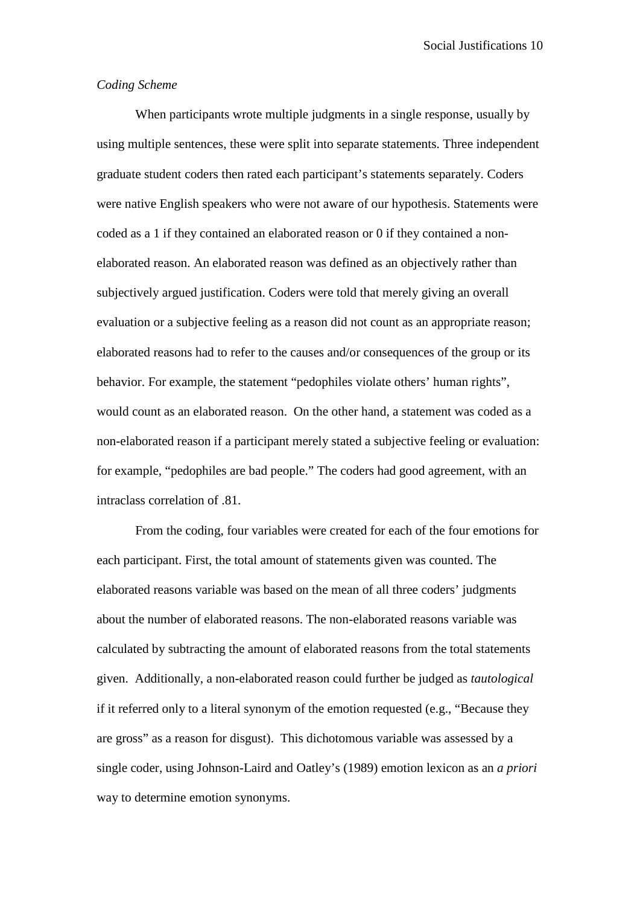*Coding Scheme*

When participants wrote multiple judgments in a single response, usually by using multiple sentences, these were split into separate statements. Three independent graduate student coders then rated each participant's statements separately. Coders were native English speakers who were not aware of our hypothesis. Statements were coded as a 1 if they contained an elaborated reason or 0 if they contained a non-elaborated reason. An elaborated reason was defined as an objectively rather than subjectively argued justification. Coders were told that merely giving an overall evaluation or a subjective feeling as a reason did not count as an appropriate reason; elaborated reasons had to refer to the causes and/or consequences of the group or its behavior. For example, the statement "pedophiles violate others' human rights", would count as an elaborated reason. On the other hand, a statement was coded as a non-elaborated reason if a participant merely stated a subjective feeling or evaluation: for example, "pedophiles are bad people." The coders had good agreement, with an intraclass correlation of .81.

From the coding, four variables were created for each of the four emotions for each participant. First, the total amount of statements given was counted. The elaborated reasons variable was based on the mean of all three coders' judgments about the number of elaborated reasons. The non-elaborated reasons variable was calculated by subtracting the amount of elaborated reasons from the total statements given. Additionally, a non-elaborated reason could further be judged as *tautological* if it referred only to a literal synonym of the emotion requested (e.g., "Because they are gross" as a reason for disgust). This dichotomous variable was assessed by a single coder, using Johnson-Laird and Oatley's (1989) emotion lexicon as an *a priori* way to determine emotion synonyms.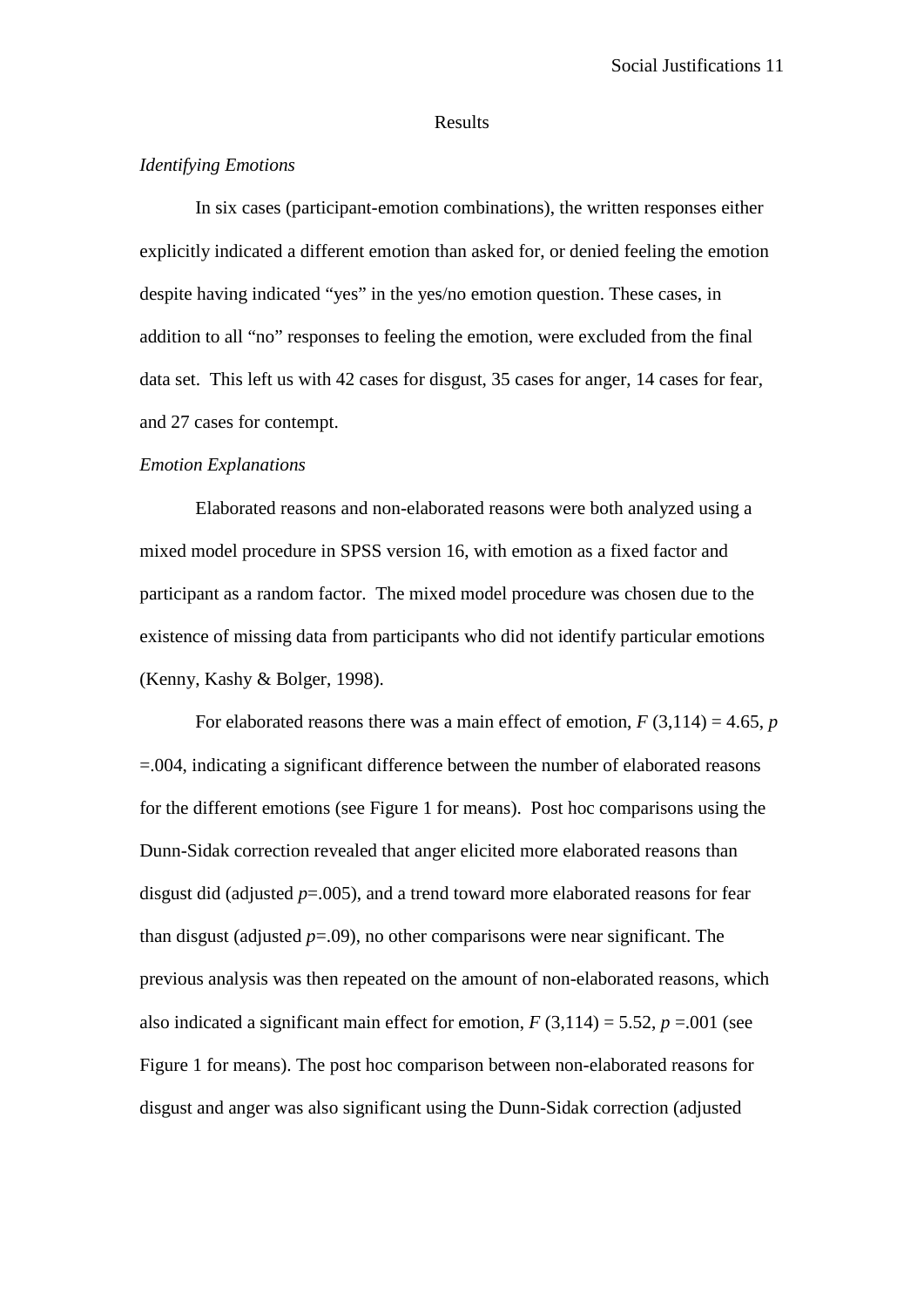## Results

### *Identifying Emotions*

In six cases (participant-emotion combinations), the written responses either explicitly indicated a different emotion than asked for, or denied feeling the emotion despite having indicated "yes" in the yes/no emotion question. These cases, in addition to all "no" responses to feeling the emotion, were excluded from the final data set. This left us with 42 cases for disgust, 35 cases for anger, 14 cases for fear, and 27 cases for contempt.

### *Emotion Explanations*

Elaborated reasons and non-elaborated reasons were both analyzed using a mixed model procedure in SPSS version 16, with emotion as a fixed factor and participant as a random factor. The mixed model procedure was chosen due to the existence of missing data from participants who did not identify particular emotions (Kenny, Kashy & Bolger, 1998).

For elaborated reasons there was a main effect of emotion, $F(3,114) = 4.65$, $p = .004$, indicating a significant difference between the number of elaborated reasons for the different emotions (see Figure 1 for means). Post hoc comparisons using the Dunn-Sidak correction revealed that anger elicited more elaborated reasons than disgust did (adjusted $p = .005$), and a trend toward more elaborated reasons for fear than disgust (adjusted $p = .09$), no other comparisons were near significant. The previous analysis was then repeated on the amount of non-elaborated reasons, which also indicated a significant main effect for emotion, $F(3,114) = 5.52$, $p = .001$ (see Figure 1 for means). The post hoc comparison between non-elaborated reasons for disgust and anger was also significant using the Dunn-Sidak correction (adjusted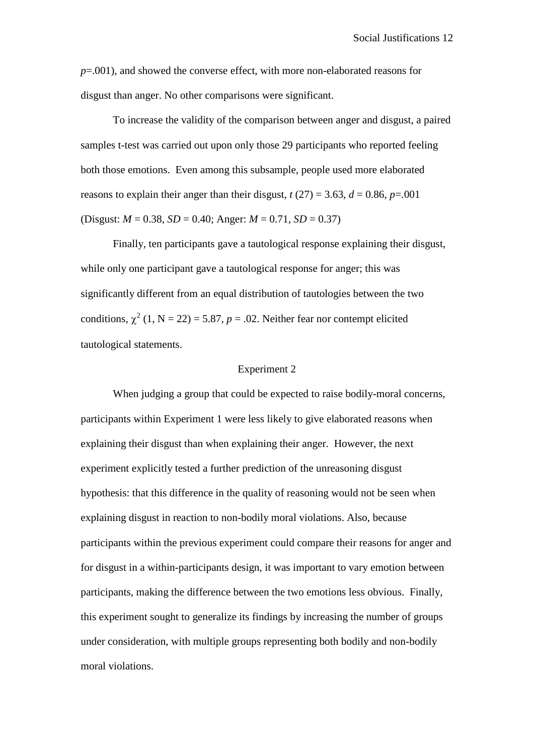$p$=.001), and showed the converse effect, with more non-elaborated reasons for disgust than anger. No other comparisons were significant.

To increase the validity of the comparison between anger and disgust, a paired samples t-test was carried out upon only those 29 participants who reported feeling both those emotions. Even among this subsample, people used more elaborated reasons to explain their anger than their disgust, $t$ (27) = 3.63, $d$ = 0.86, $p$=.001 (Disgust: $M$ = 0.38, $SD$ = 0.40; Anger: $M$ = 0.71, $SD$ = 0.37)

Finally, ten participants gave a tautological response explaining their disgust, while only one participant gave a tautological response for anger; this was significantly different from an equal distribution of tautologies between the two conditions, $\chi^2$ (1, N = 22) = 5.87, $p$ = .02. Neither fear nor contempt elicited tautological statements.

## Experiment 2

When judging a group that could be expected to raise bodily-moral concerns, participants within Experiment 1 were less likely to give elaborated reasons when explaining their disgust than when explaining their anger. However, the next experiment explicitly tested a further prediction of the unreasoning disgust hypothesis: that this difference in the quality of reasoning would not be seen when explaining disgust in reaction to non-bodily moral violations. Also, because participants within the previous experiment could compare their reasons for anger and for disgust in a within-participants design, it was important to vary emotion between participants, making the difference between the two emotions less obvious. Finally, this experiment sought to generalize its findings by increasing the number of groups under consideration, with multiple groups representing both bodily and non-bodily moral violations.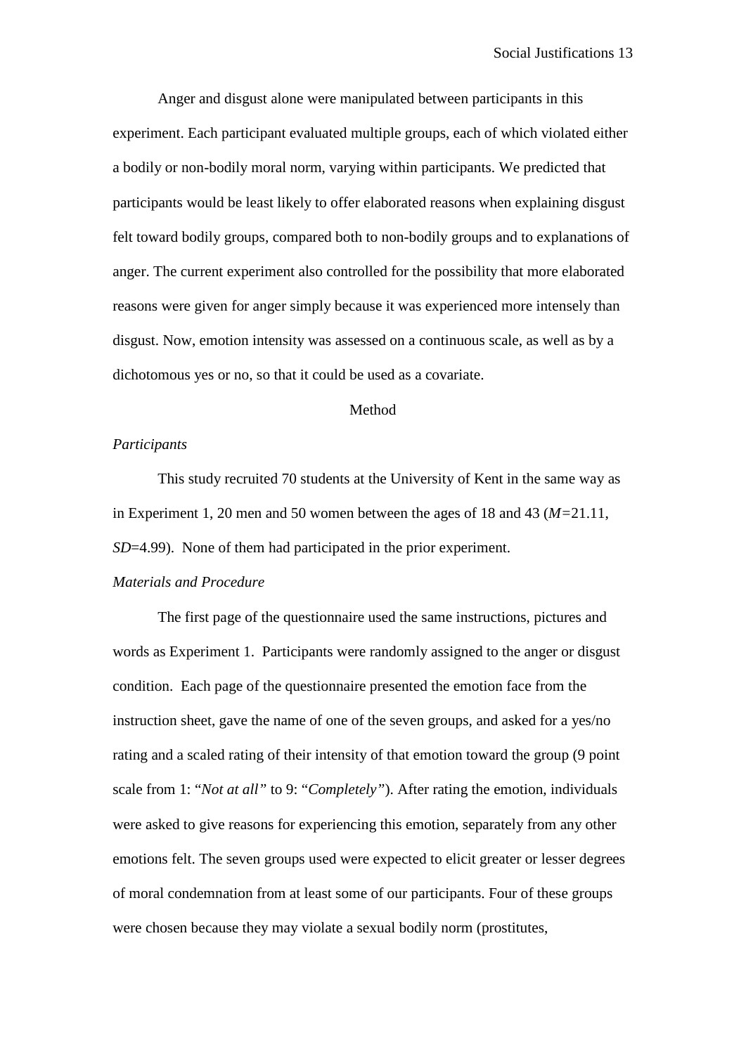Anger and disgust alone were manipulated between participants in this experiment. Each participant evaluated multiple groups, each of which violated either a bodily or non-bodily moral norm, varying within participants. We predicted that participants would be least likely to offer elaborated reasons when explaining disgust felt toward bodily groups, compared both to non-bodily groups and to explanations of anger. The current experiment also controlled for the possibility that more elaborated reasons were given for anger simply because it was experienced more intensely than disgust. Now, emotion intensity was assessed on a continuous scale, as well as by a dichotomous yes or no, so that it could be used as a covariate.

## Method

### *Participants*

This study recruited 70 students at the University of Kent in the same way as in Experiment 1, 20 men and 50 women between the ages of 18 and 43 ($M$=21.11, $SD$=4.99). None of them had participated in the prior experiment.

### *Materials and Procedure*

The first page of the questionnaire used the same instructions, pictures and words as Experiment 1. Participants were randomly assigned to the anger or disgust condition. Each page of the questionnaire presented the emotion face from the instruction sheet, gave the name of one of the seven groups, and asked for a yes/no rating and a scaled rating of their intensity of that emotion toward the group (9 point scale from 1: "*Not at all*" to 9: "*Completely*"). After rating the emotion, individuals were asked to give reasons for experiencing this emotion, separately from any other emotions felt. The seven groups used were expected to elicit greater or lesser degrees of moral condemnation from at least some of our participants. Four of these groups were chosen because they may violate a sexual bodily norm (prostitutes,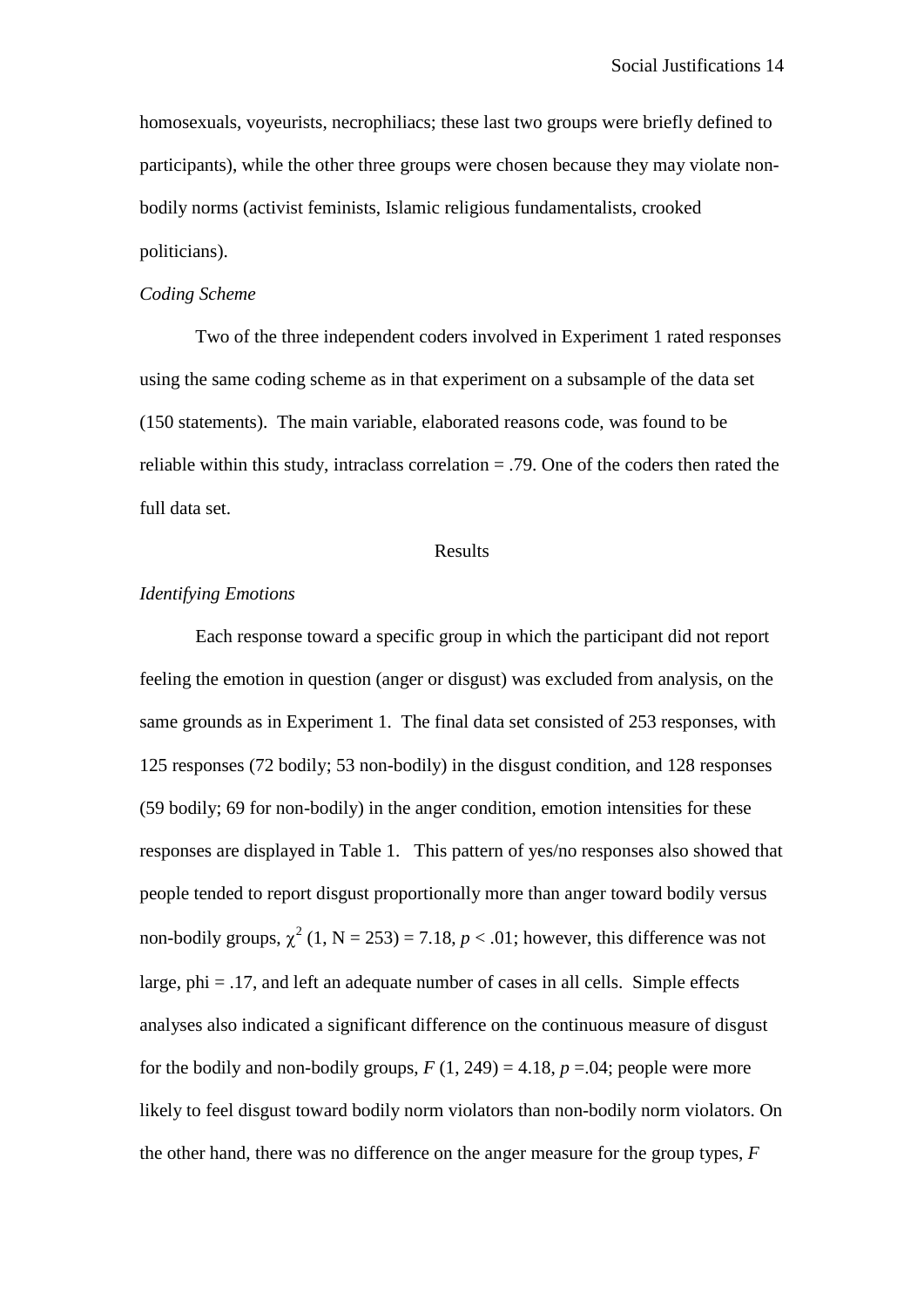homosexuals, voyeurists, necrophiliacs; these last two groups were briefly defined to participants), while the other three groups were chosen because they may violate non-bodily norms (activist feminists, Islamic religious fundamentalists, crooked politicians).

*Coding Scheme*

Two of the three independent coders involved in Experiment 1 rated responses using the same coding scheme as in that experiment on a subsample of the data set (150 statements). The main variable, elaborated reasons code, was found to be reliable within this study, intraclass correlation = .79. One of the coders then rated the full data set.

## Results

*Identifying Emotions*

Each response toward a specific group in which the participant did not report feeling the emotion in question (anger or disgust) was excluded from analysis, on the same grounds as in Experiment 1. The final data set consisted of 253 responses, with 125 responses (72 bodily; 53 non-bodily) in the disgust condition, and 128 responses (59 bodily; 69 for non-bodily) in the anger condition, emotion intensities for these responses are displayed in Table 1. This pattern of yes/no responses also showed that people tended to report disgust proportionally more than anger toward bodily versus non-bodily groups, $\chi^2$ (1, N = 253) = 7.18, $p < .01$; however, this difference was not large, phi = .17, and left an adequate number of cases in all cells. Simple effects analyses also indicated a significant difference on the continuous measure of disgust for the bodily and non-bodily groups, $F$ (1, 249) = 4.18, $p$ =.04; people were more likely to feel disgust toward bodily norm violators than non-bodily norm violators. On the other hand, there was no difference on the anger measure for the group types, $F$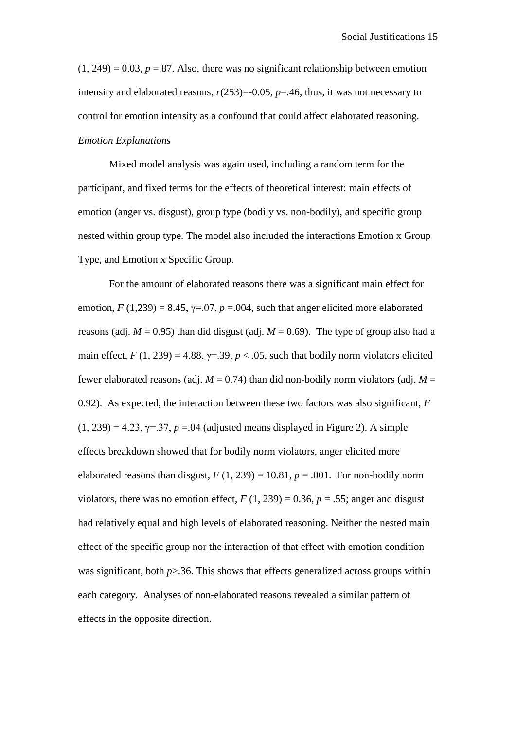$(1, 249) = 0.03$, $p = .87$. Also, there was no significant relationship between emotion intensity and elaborated reasons, $r(253) = -0.05$, $p = .46$, thus, it was not necessary to control for emotion intensity as a confound that could affect elaborated reasoning.

*Emotion Explanations*

Mixed model analysis was again used, including a random term for the participant, and fixed terms for the effects of theoretical interest: main effects of emotion (anger vs. disgust), group type (bodily vs. non-bodily), and specific group nested within group type. The model also included the interactions Emotion x Group Type, and Emotion x Specific Group.

For the amount of elaborated reasons there was a significant main effect for emotion, $F(1,239) = 8.45$, $\gamma = .07$, $p = .004$, such that anger elicited more elaborated reasons (adj. $M = 0.95$) than did disgust (adj. $M = 0.69$). The type of group also had a main effect, $F(1, 239) = 4.88$, $\gamma = .39$, $p < .05$, such that bodily norm violators elicited fewer elaborated reasons (adj. $M = 0.74$) than did non-bodily norm violators (adj. $M = 0.92$). As expected, the interaction between these two factors was also significant, $F(1, 239) = 4.23$, $\gamma = .37$, $p = .04$ (adjusted means displayed in Figure 2). A simple effects breakdown showed that for bodily norm violators, anger elicited more elaborated reasons than disgust, $F(1, 239) = 10.81$, $p = .001$. For non-bodily norm violators, there was no emotion effect, $F(1, 239) = 0.36$, $p = .55$; anger and disgust had relatively equal and high levels of elaborated reasoning. Neither the nested main effect of the specific group nor the interaction of that effect with emotion condition was significant, both $p > .36$. This shows that effects generalized across groups within each category. Analyses of non-elaborated reasons revealed a similar pattern of effects in the opposite direction.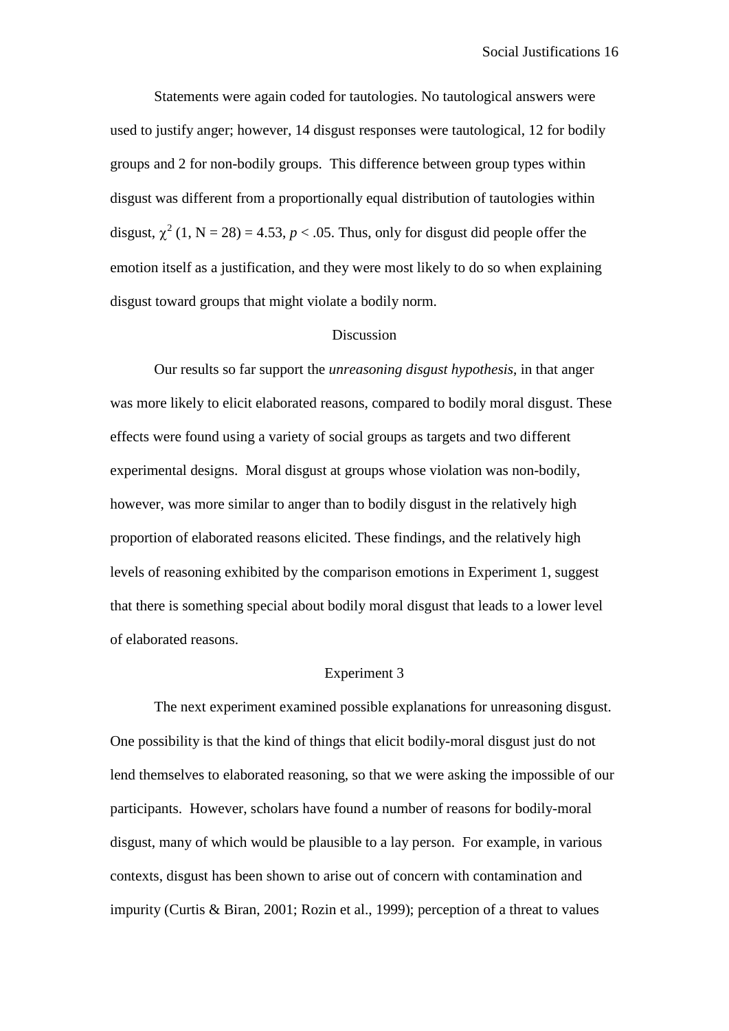Statements were again coded for tautologies. No tautological answers were used to justify anger; however, 14 disgust responses were tautological, 12 for bodily groups and 2 for non-bodily groups. This difference between group types within disgust was different from a proportionally equal distribution of tautologies within disgust, $\chi^2$ (1, N = 28) = 4.53, *p* < .05. Thus, only for disgust did people offer the emotion itself as a justification, and they were most likely to do so when explaining disgust toward groups that might violate a bodily norm.

## Discussion

Our results so far support the *unreasoning disgust hypothesis*, in that anger was more likely to elicit elaborated reasons, compared to bodily moral disgust. These effects were found using a variety of social groups as targets and two different experimental designs. Moral disgust at groups whose violation was non-bodily, however, was more similar to anger than to bodily disgust in the relatively high proportion of elaborated reasons elicited. These findings, and the relatively high levels of reasoning exhibited by the comparison emotions in Experiment 1, suggest that there is something special about bodily moral disgust that leads to a lower level of elaborated reasons.

## Experiment 3

The next experiment examined possible explanations for unreasoning disgust. One possibility is that the kind of things that elicit bodily-moral disgust just do not lend themselves to elaborated reasoning, so that we were asking the impossible of our participants. However, scholars have found a number of reasons for bodily-moral disgust, many of which would be plausible to a lay person. For example, in various contexts, disgust has been shown to arise out of concern with contamination and impurity (Curtis & Biran, 2001; Rozin et al., 1999); perception of a threat to values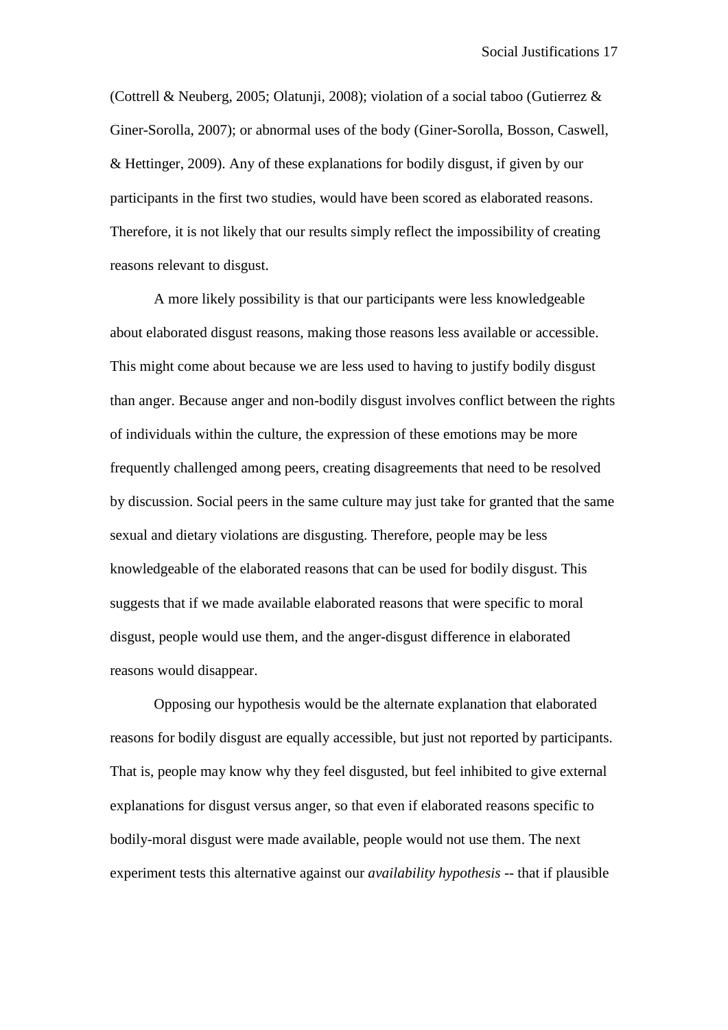(Cottrell & Neuberg, 2005; Olatunji, 2008); violation of a social taboo (Gutierrez & Giner-Sorolla, 2007); or abnormal uses of the body (Giner-Sorolla, Bosson, Caswell, & Hettinger, 2009). Any of these explanations for bodily disgust, if given by our participants in the first two studies, would have been scored as elaborated reasons. Therefore, it is not likely that our results simply reflect the impossibility of creating reasons relevant to disgust.

A more likely possibility is that our participants were less knowledgeable about elaborated disgust reasons, making those reasons less available or accessible. This might come about because we are less used to having to justify bodily disgust than anger. Because anger and non-bodily disgust involves conflict between the rights of individuals within the culture, the expression of these emotions may be more frequently challenged among peers, creating disagreements that need to be resolved by discussion. Social peers in the same culture may just take for granted that the same sexual and dietary violations are disgusting. Therefore, people may be less knowledgeable of the elaborated reasons that can be used for bodily disgust. This suggests that if we made available elaborated reasons that were specific to moral disgust, people would use them, and the anger-disgust difference in elaborated reasons would disappear.

Opposing our hypothesis would be the alternate explanation that elaborated reasons for bodily disgust are equally accessible, but just not reported by participants. That is, people may know why they feel disgusted, but feel inhibited to give external explanations for disgust versus anger, so that even if elaborated reasons specific to bodily-moral disgust were made available, people would not use them. The next experiment tests this alternative against our *availability hypothesis* -- that if plausible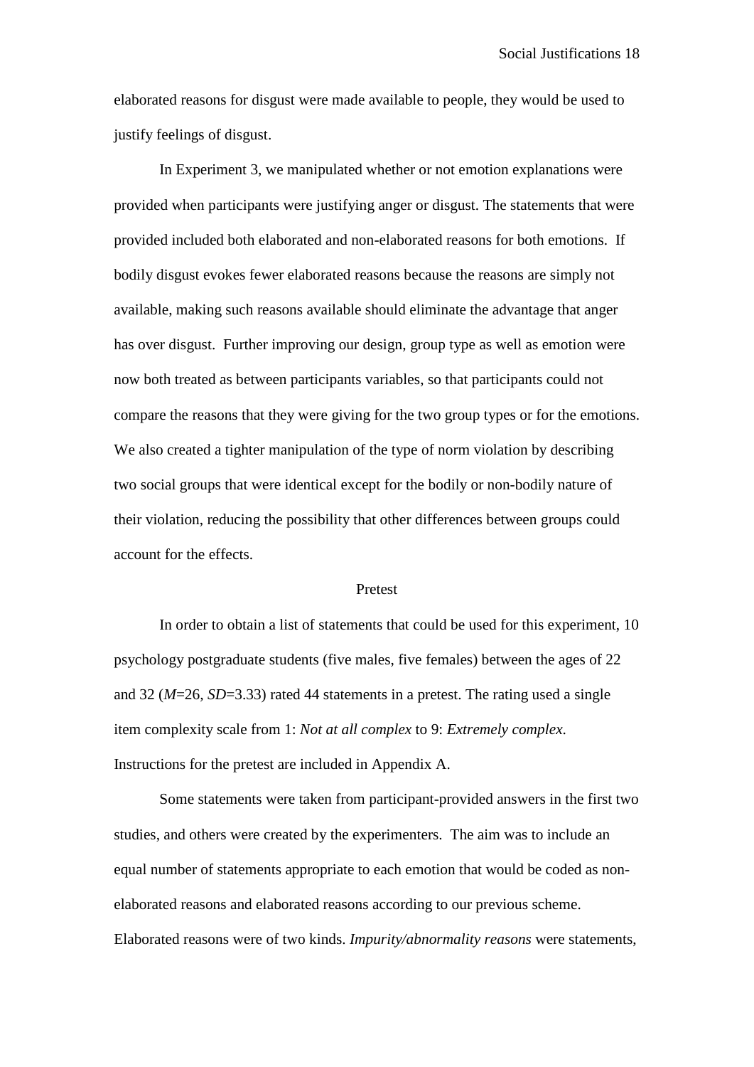elaborated reasons for disgust were made available to people, they would be used to justify feelings of disgust.

In Experiment 3, we manipulated whether or not emotion explanations were provided when participants were justifying anger or disgust. The statements that were provided included both elaborated and non-elaborated reasons for both emotions. If bodily disgust evokes fewer elaborated reasons because the reasons are simply not available, making such reasons available should eliminate the advantage that anger has over disgust. Further improving our design, group type as well as emotion were now both treated as between participants variables, so that participants could not compare the reasons that they were giving for the two group types or for the emotions. We also created a tighter manipulation of the type of norm violation by describing two social groups that were identical except for the bodily or non-bodily nature of their violation, reducing the possibility that other differences between groups could account for the effects.

## Pretest

In order to obtain a list of statements that could be used for this experiment, 10 psychology postgraduate students (five males, five females) between the ages of 22 and 32 ($M$=26, $SD$=3.33) rated 44 statements in a pretest. The rating used a single item complexity scale from 1: *Not at all complex* to 9: *Extremely complex*. Instructions for the pretest are included in Appendix A.

Some statements were taken from participant-provided answers in the first two studies, and others were created by the experimenters. The aim was to include an equal number of statements appropriate to each emotion that would be coded as non-elaborated reasons and elaborated reasons according to our previous scheme. Elaborated reasons were of two kinds. *Impurity/abnormality reasons* were statements,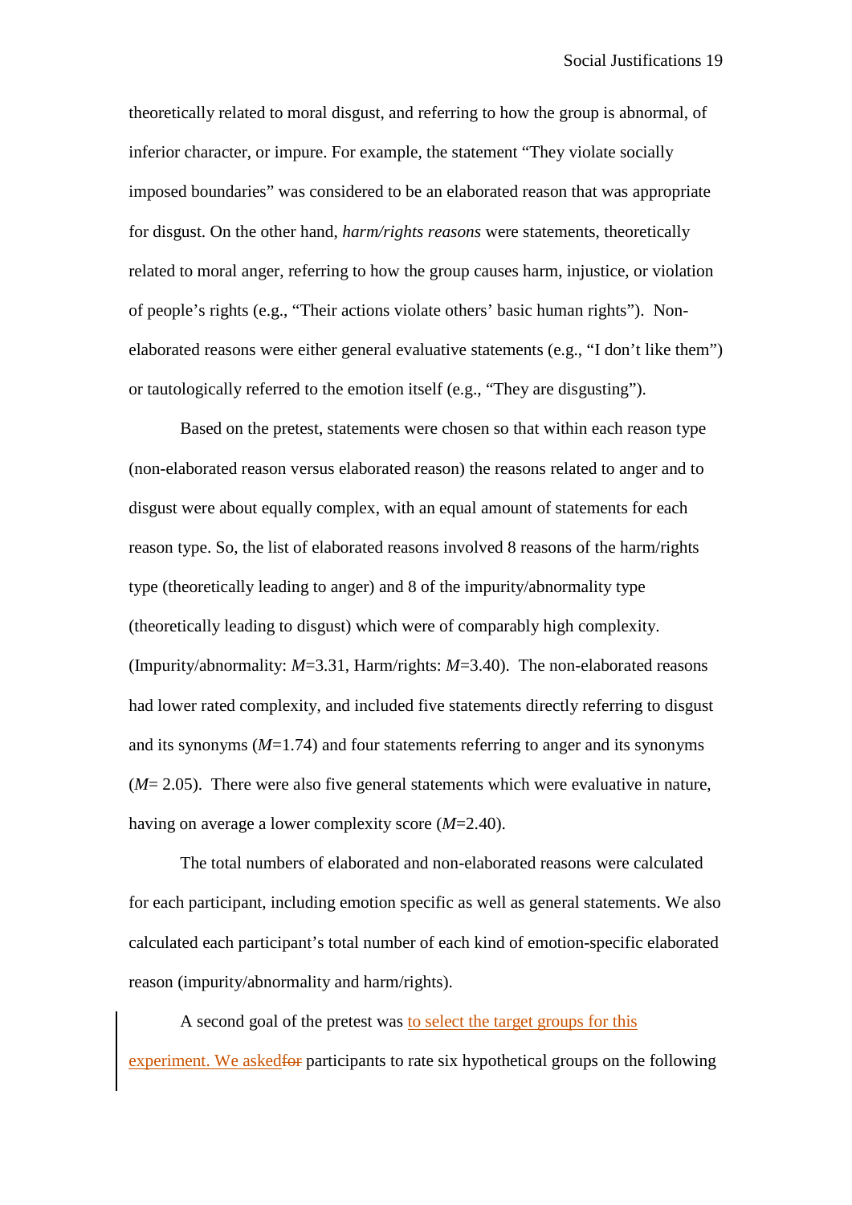theoretically related to moral disgust, and referring to how the group is abnormal, of inferior character, or impure. For example, the statement “They violate socially imposed boundaries” was considered to be an elaborated reason that was appropriate for disgust. On the other hand, *harm/rights reasons* were statements, theoretically related to moral anger, referring to how the group causes harm, injustice, or violation of people’s rights (e.g., “Their actions violate others’ basic human rights”). Non-elaborated reasons were either general evaluative statements (e.g., “I don’t like them”) or tautologically referred to the emotion itself (e.g., “They are disgusting”).

Based on the pretest, statements were chosen so that within each reason type (non-elaborated reason versus elaborated reason) the reasons related to anger and to disgust were about equally complex, with an equal amount of statements for each reason type. So, the list of elaborated reasons involved 8 reasons of the harm/rights type (theoretically leading to anger) and 8 of the impurity/abnormality type (theoretically leading to disgust) which were of comparably high complexity. (Impurity/abnormality: $M$=3.31, Harm/rights: $M$=3.40). The non-elaborated reasons had lower rated complexity, and included five statements directly referring to disgust and its synonyms ($M$=1.74) and four statements referring to anger and its synonyms ($M$= 2.05). There were also five general statements which were evaluative in nature, having on average a lower complexity score ($M$=2.40).

The total numbers of elaborated and non-elaborated reasons were calculated for each participant, including emotion specific as well as general statements. We also calculated each participant’s total number of each kind of emotion-specific elaborated reason (impurity/abnormality and harm/rights).

A second goal of the pretest was to select the target groups for this experiment. We askedfor participants to rate six hypothetical groups on the following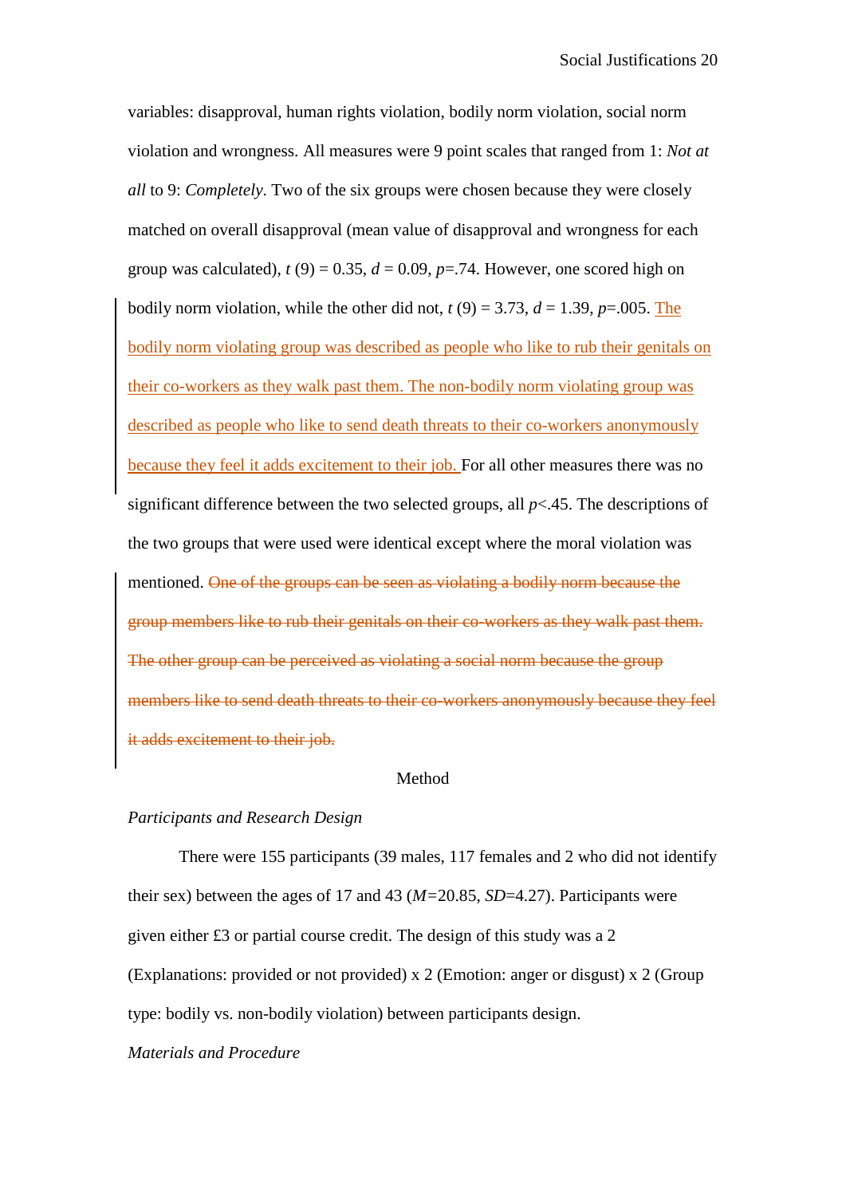variables: disapproval, human rights violation, bodily norm violation, social norm violation and wrongness. All measures were 9 point scales that ranged from 1: *Not at all* to 9: *Completely*. Two of the six groups were chosen because they were closely matched on overall disapproval (mean value of disapproval and wrongness for each group was calculated), $t$ (9) = 0.35, $d$ = 0.09, $p$=.74. However, one scored high on bodily norm violation, while the other did not, $t$ (9) = 3.73, $d$ = 1.39, $p$=.005. The bodily norm violating group was described as people who like to rub their genitals on their co-workers as they walk past them. The non-bodily norm violating group was described as people who like to send death threats to their co-workers anonymously because they feel it adds excitement to their job. For all other measures there was no significant difference between the two selected groups, all $p$<.45. The descriptions of the two groups that were used were identical except where the moral violation was mentioned. ~~One of the groups can be seen as violating a bodily norm because the group members like to rub their genitals on their co-workers as they walk past them. The other group can be perceived as violating a social norm because the group members like to send death threats to their co-workers anonymously because they feel it adds excitement to their job.~~

## Method

*Participants and Research Design*

There were 155 participants (39 males, 117 females and 2 who did not identify their sex) between the ages of 17 and 43 ($M$=20.85, $SD$=4.27). Participants were given either £3 or partial course credit. The design of this study was a 2 (Explanations: provided or not provided) x 2 (Emotion: anger or disgust) x 2 (Group type: bodily vs. non-bodily violation) between participants design.

*Materials and Procedure*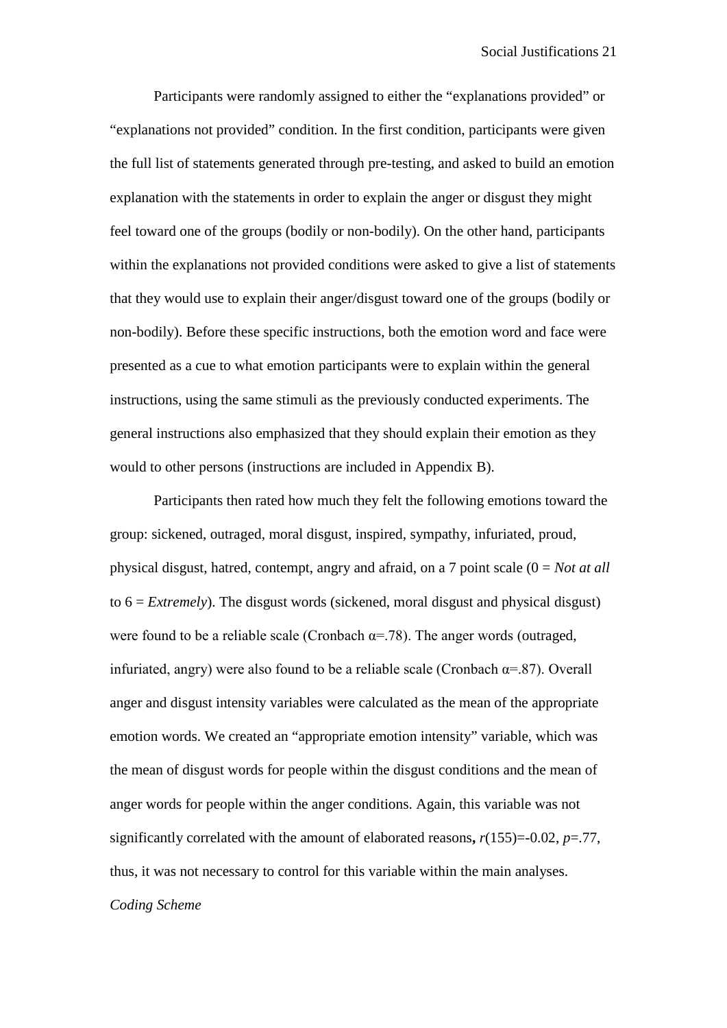Participants were randomly assigned to either the “explanations provided” or “explanations not provided” condition. In the first condition, participants were given the full list of statements generated through pre-testing, and asked to build an emotion explanation with the statements in order to explain the anger or disgust they might feel toward one of the groups (bodily or non-bodily). On the other hand, participants within the explanations not provided conditions were asked to give a list of statements that they would use to explain their anger/disgust toward one of the groups (bodily or non-bodily). Before these specific instructions, both the emotion word and face were presented as a cue to what emotion participants were to explain within the general instructions, using the same stimuli as the previously conducted experiments. The general instructions also emphasized that they should explain their emotion as they would to other persons (instructions are included in Appendix B).

Participants then rated how much they felt the following emotions toward the group: sickened, outraged, moral disgust, inspired, sympathy, infuriated, proud, physical disgust, hatred, contempt, angry and afraid, on a 7 point scale (0 = *Not at all* to 6 = *Extremely*). The disgust words (sickened, moral disgust and physical disgust) were found to be a reliable scale (Cronbach $\alpha$=.78). The anger words (outraged, infuriated, angry) were also found to be a reliable scale (Cronbach $\alpha$=.87). Overall anger and disgust intensity variables were calculated as the mean of the appropriate emotion words. We created an “appropriate emotion intensity” variable, which was the mean of disgust words for people within the disgust conditions and the mean of anger words for people within the anger conditions. Again, this variable was not significantly correlated with the amount of elaborated reasons**,** $r(155)=-0.02$, $p=.77$, thus, it was not necessary to control for this variable within the main analyses.

*Coding Scheme*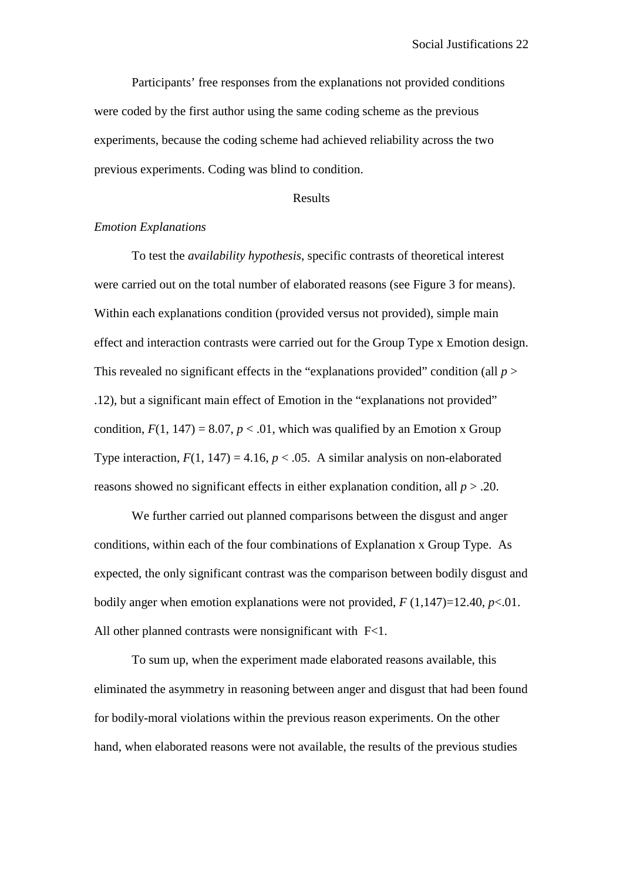Participants' free responses from the explanations not provided conditions were coded by the first author using the same coding scheme as the previous experiments, because the coding scheme had achieved reliability across the two previous experiments. Coding was blind to condition.

## Results

### *Emotion Explanations*

To test the *availability hypothesis*, specific contrasts of theoretical interest were carried out on the total number of elaborated reasons (see Figure 3 for means). Within each explanations condition (provided versus not provided), simple main effect and interaction contrasts were carried out for the Group Type x Emotion design. This revealed no significant effects in the "explanations provided" condition (all $p >$ .12), but a significant main effect of Emotion in the "explanations not provided" condition, $F(1, 147) = 8.07$, $p < .01$, which was qualified by an Emotion x Group Type interaction, $F(1, 147) = 4.16$, $p < .05$. A similar analysis on non-elaborated reasons showed no significant effects in either explanation condition, all $p > .20$.

We further carried out planned comparisons between the disgust and anger conditions, within each of the four combinations of Explanation x Group Type. As expected, the only significant contrast was the comparison between bodily disgust and bodily anger when emotion explanations were not provided, $F(1,147)=12.40$, $p<.01$. All other planned contrasts were nonsignificant with $F<1$.

To sum up, when the experiment made elaborated reasons available, this eliminated the asymmetry in reasoning between anger and disgust that had been found for bodily-moral violations within the previous reason experiments. On the other hand, when elaborated reasons were not available, the results of the previous studies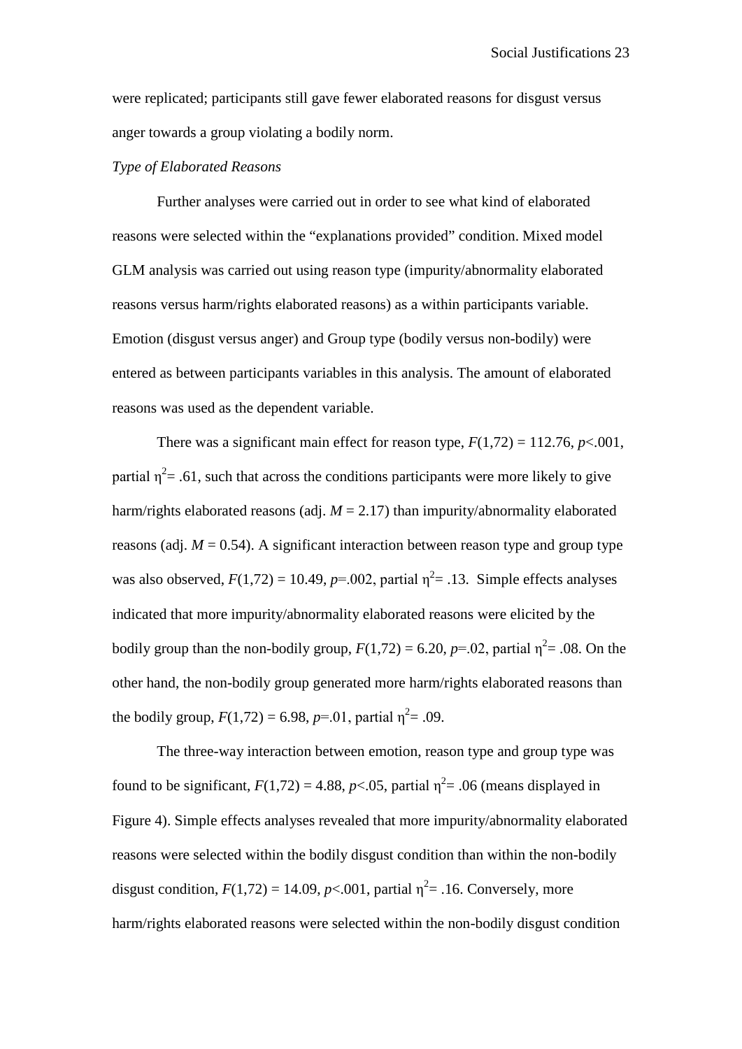were replicated; participants still gave fewer elaborated reasons for disgust versus anger towards a group violating a bodily norm.

*Type of Elaborated Reasons*

Further analyses were carried out in order to see what kind of elaborated reasons were selected within the "explanations provided" condition. Mixed model GLM analysis was carried out using reason type (impurity/abnormality elaborated reasons versus harm/rights elaborated reasons) as a within participants variable. Emotion (disgust versus anger) and Group type (bodily versus non-bodily) were entered as between participants variables in this analysis. The amount of elaborated reasons was used as the dependent variable.

There was a significant main effect for reason type, $F(1,72) = 112.76$, $p<.001$, partial $\eta^2 = .61$, such that across the conditions participants were more likely to give harm/rights elaborated reasons (adj. $M = 2.17$) than impurity/abnormality elaborated reasons (adj. $M = 0.54$). A significant interaction between reason type and group type was also observed, $F(1,72) = 10.49$, $p=.002$, partial $\eta^2 = .13$. Simple effects analyses indicated that more impurity/abnormality elaborated reasons were elicited by the bodily group than the non-bodily group, $F(1,72) = 6.20$, $p=.02$, partial $\eta^2 = .08$. On the other hand, the non-bodily group generated more harm/rights elaborated reasons than the bodily group, $F(1,72) = 6.98$, $p=.01$, partial $\eta^2 = .09$.

The three-way interaction between emotion, reason type and group type was found to be significant, $F(1,72) = 4.88$, $p<.05$, partial $\eta^2 = .06$ (means displayed in Figure 4). Simple effects analyses revealed that more impurity/abnormality elaborated reasons were selected within the bodily disgust condition than within the non-bodily disgust condition, $F(1,72) = 14.09$, $p<.001$, partial $\eta^2 = .16$. Conversely, more harm/rights elaborated reasons were selected within the non-bodily disgust condition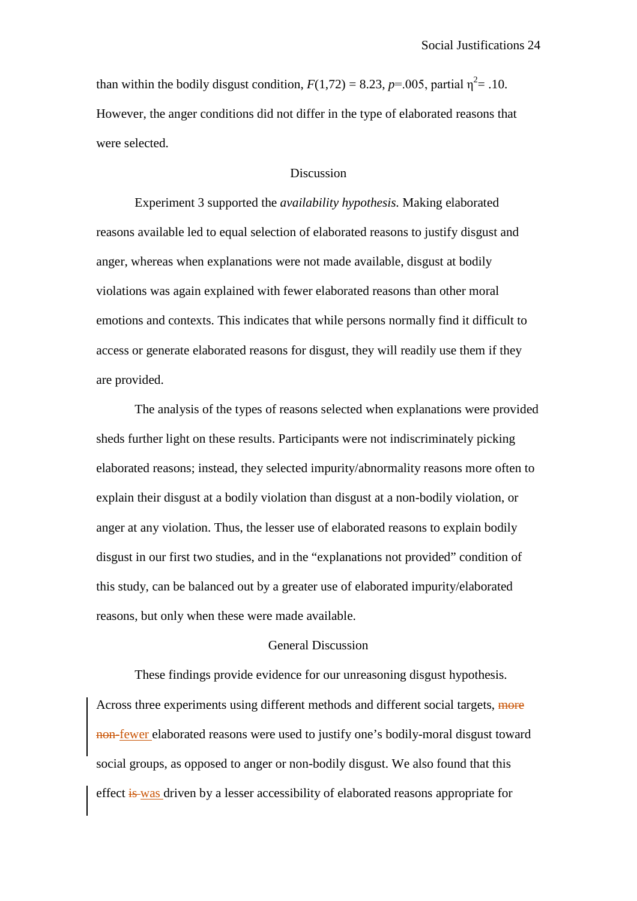than within the bodily disgust condition, $F(1,72) = 8.23$, $p=.005$, partial $\eta^2 = .10$. However, the anger conditions did not differ in the type of elaborated reasons that were selected.

## Discussion

Experiment 3 supported the *availability hypothesis.* Making elaborated reasons available led to equal selection of elaborated reasons to justify disgust and anger, whereas when explanations were not made available, disgust at bodily violations was again explained with fewer elaborated reasons than other moral emotions and contexts. This indicates that while persons normally find it difficult to access or generate elaborated reasons for disgust, they will readily use them if they are provided.

The analysis of the types of reasons selected when explanations were provided sheds further light on these results. Participants were not indiscriminately picking elaborated reasons; instead, they selected impurity/abnormality reasons more often to explain their disgust at a bodily violation than disgust at a non-bodily violation, or anger at any violation. Thus, the lesser use of elaborated reasons to explain bodily disgust in our first two studies, and in the "explanations not provided" condition of this study, can be balanced out by a greater use of elaborated impurity/elaborated reasons, but only when these were made available.

## General Discussion

These findings provide evidence for our unreasoning disgust hypothesis. Across three experiments using different methods and different social targets, ~~more non-~~ fewer elaborated reasons were used to justify one's bodily-moral disgust toward social groups, as opposed to anger or non-bodily disgust. We also found that this effect ~~is~~ was driven by a lesser accessibility of elaborated reasons appropriate for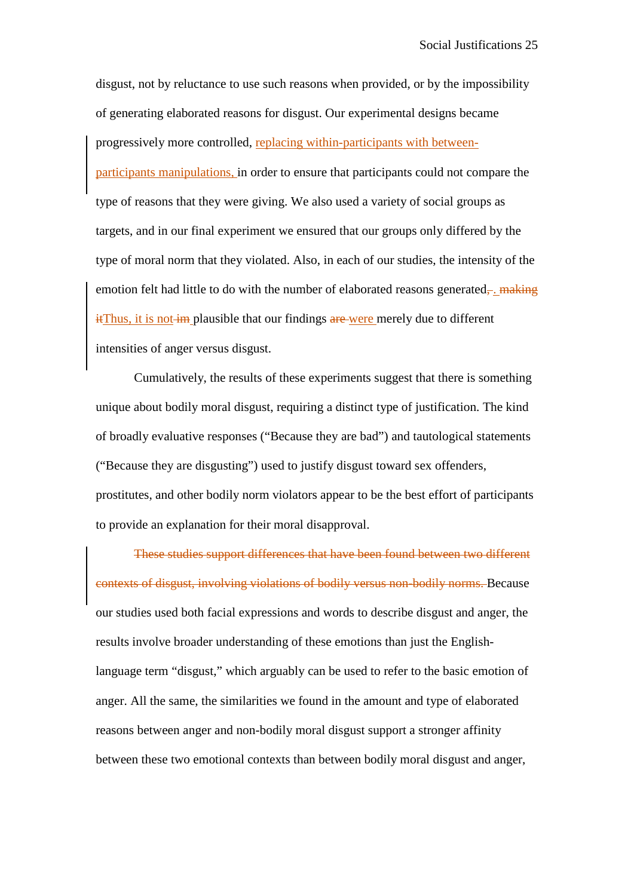disgust, not by reluctance to use such reasons when provided, or by the impossibility of generating elaborated reasons for disgust. Our experimental designs became progressively more controlled, replacing within-participants with between-participants manipulations, in order to ensure that participants could not compare the type of reasons that they were giving. We also used a variety of social groups as targets, and in our final experiment we ensured that our groups only differed by the type of moral norm that they violated. Also, in each of our studies, the intensity of the emotion felt had little to do with the number of elaborated reasons generated~~,~~. ~~making it~~Thus, it is not ~~im~~ plausible that our findings ~~are~~ were merely due to different intensities of anger versus disgust.

Cumulatively, the results of these experiments suggest that there is something unique about bodily moral disgust, requiring a distinct type of justification. The kind of broadly evaluative responses ("Because they are bad") and tautological statements ("Because they are disgusting") used to justify disgust toward sex offenders, prostitutes, and other bodily norm violators appear to be the best effort of participants to provide an explanation for their moral disapproval.

~~These studies support differences that have been found between two different contexts of disgust, involving violations of bodily versus non-bodily norms.~~ Because our studies used both facial expressions and words to describe disgust and anger, the results involve broader understanding of these emotions than just the English-language term "disgust," which arguably can be used to refer to the basic emotion of anger. All the same, the similarities we found in the amount and type of elaborated reasons between anger and non-bodily moral disgust support a stronger affinity between these two emotional contexts than between bodily moral disgust and anger,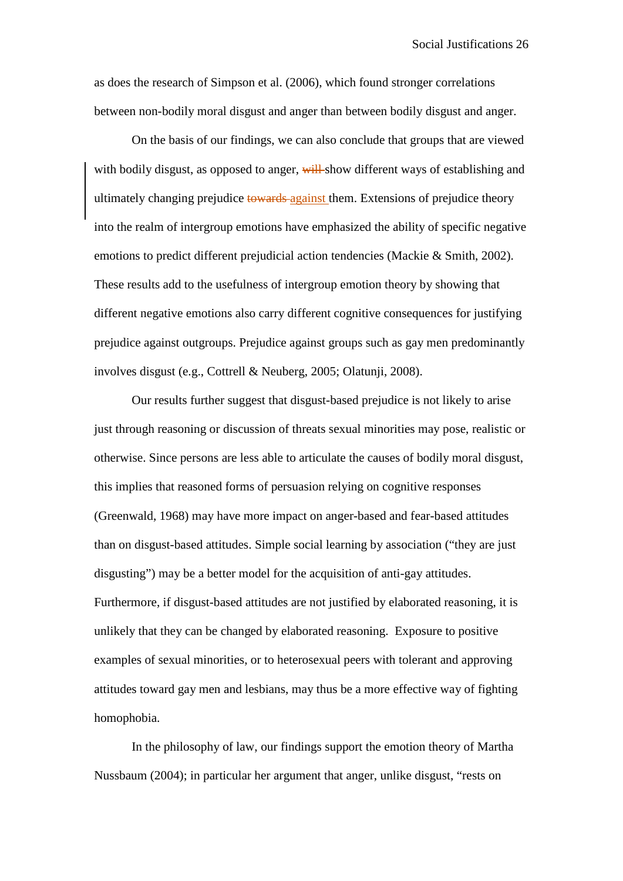as does the research of Simpson et al. (2006), which found stronger correlations between non-bodily moral disgust and anger than between bodily disgust and anger.

On the basis of our findings, we can also conclude that groups that are viewed with bodily disgust, as opposed to anger, ~~will~~ show different ways of establishing and ultimately changing prejudice ~~towards~~ against them. Extensions of prejudice theory into the realm of intergroup emotions have emphasized the ability of specific negative emotions to predict different prejudicial action tendencies (Mackie & Smith, 2002). These results add to the usefulness of intergroup emotion theory by showing that different negative emotions also carry different cognitive consequences for justifying prejudice against outgroups. Prejudice against groups such as gay men predominantly involves disgust (e.g., Cottrell & Neuberg, 2005; Olatunji, 2008).

Our results further suggest that disgust-based prejudice is not likely to arise just through reasoning or discussion of threats sexual minorities may pose, realistic or otherwise. Since persons are less able to articulate the causes of bodily moral disgust, this implies that reasoned forms of persuasion relying on cognitive responses (Greenwald, 1968) may have more impact on anger-based and fear-based attitudes than on disgust-based attitudes. Simple social learning by association ("they are just disgusting") may be a better model for the acquisition of anti-gay attitudes. Furthermore, if disgust-based attitudes are not justified by elaborated reasoning, it is unlikely that they can be changed by elaborated reasoning. Exposure to positive examples of sexual minorities, or to heterosexual peers with tolerant and approving attitudes toward gay men and lesbians, may thus be a more effective way of fighting homophobia.

In the philosophy of law, our findings support the emotion theory of Martha Nussbaum (2004); in particular her argument that anger, unlike disgust, "rests on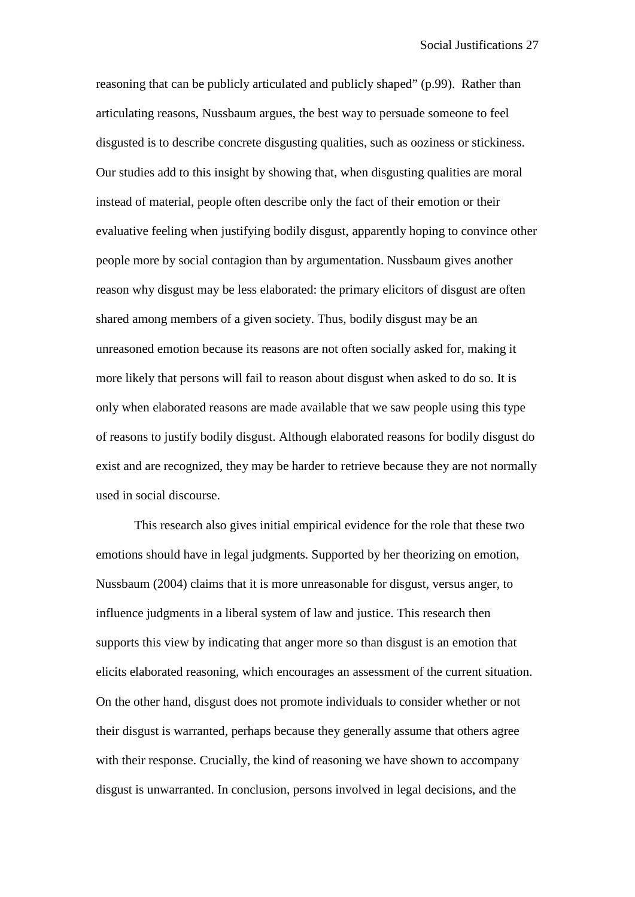reasoning that can be publicly articulated and publicly shaped" (p.99). Rather than articulating reasons, Nussbaum argues, the best way to persuade someone to feel disgusted is to describe concrete disgusting qualities, such as ooziness or stickiness. Our studies add to this insight by showing that, when disgusting qualities are moral instead of material, people often describe only the fact of their emotion or their evaluative feeling when justifying bodily disgust, apparently hoping to convince other people more by social contagion than by argumentation. Nussbaum gives another reason why disgust may be less elaborated: the primary elicitors of disgust are often shared among members of a given society. Thus, bodily disgust may be an unreasoned emotion because its reasons are not often socially asked for, making it more likely that persons will fail to reason about disgust when asked to do so. It is only when elaborated reasons are made available that we saw people using this type of reasons to justify bodily disgust. Although elaborated reasons for bodily disgust do exist and are recognized, they may be harder to retrieve because they are not normally used in social discourse.

This research also gives initial empirical evidence for the role that these two emotions should have in legal judgments. Supported by her theorizing on emotion, Nussbaum (2004) claims that it is more unreasonable for disgust, versus anger, to influence judgments in a liberal system of law and justice. This research then supports this view by indicating that anger more so than disgust is an emotion that elicits elaborated reasoning, which encourages an assessment of the current situation. On the other hand, disgust does not promote individuals to consider whether or not their disgust is warranted, perhaps because they generally assume that others agree with their response. Crucially, the kind of reasoning we have shown to accompany disgust is unwarranted. In conclusion, persons involved in legal decisions, and the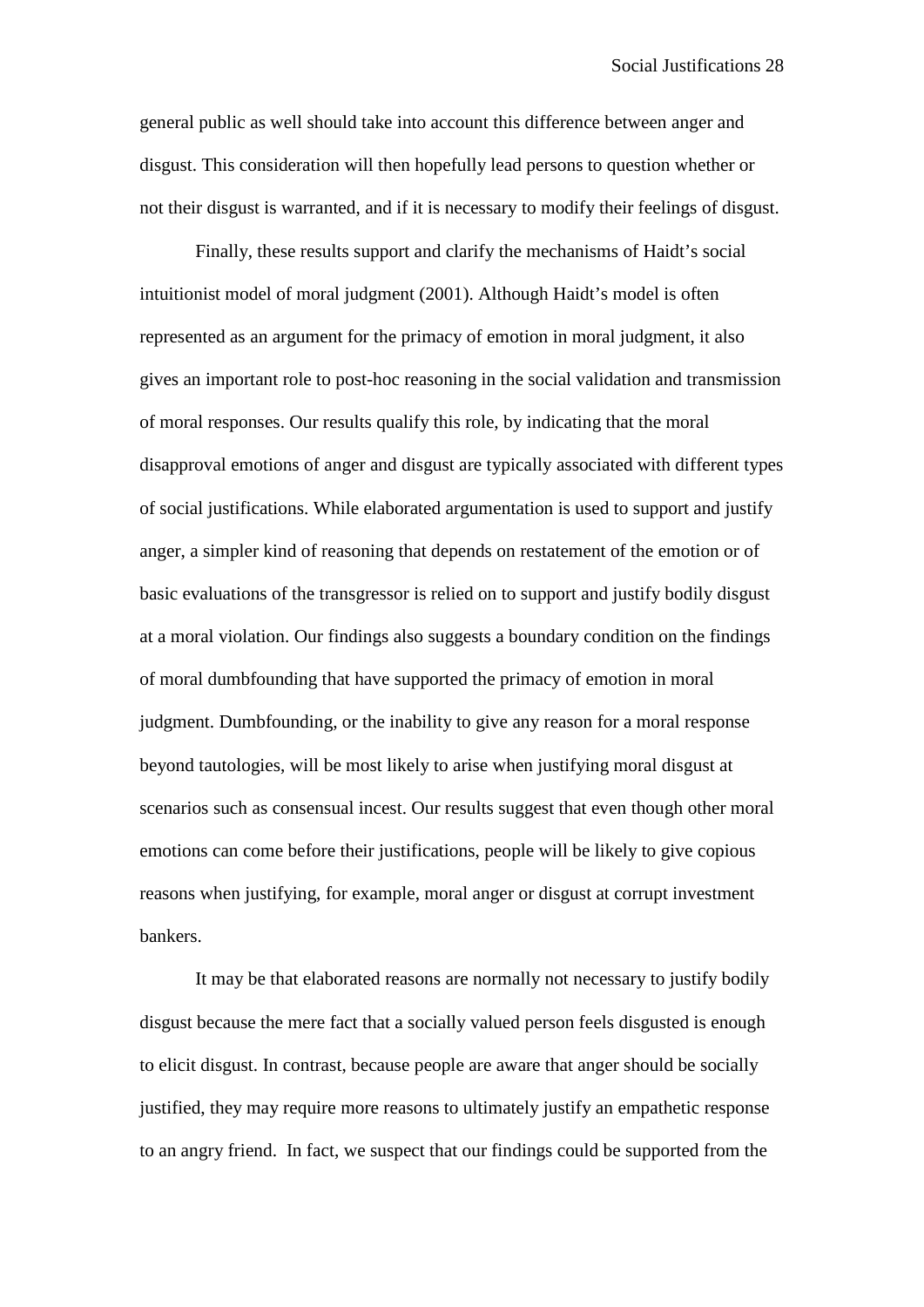general public as well should take into account this difference between anger and disgust. This consideration will then hopefully lead persons to question whether or not their disgust is warranted, and if it is necessary to modify their feelings of disgust.

Finally, these results support and clarify the mechanisms of Haidt's social intuitionist model of moral judgment (2001). Although Haidt's model is often represented as an argument for the primacy of emotion in moral judgment, it also gives an important role to post-hoc reasoning in the social validation and transmission of moral responses. Our results qualify this role, by indicating that the moral disapproval emotions of anger and disgust are typically associated with different types of social justifications. While elaborated argumentation is used to support and justify anger, a simpler kind of reasoning that depends on restatement of the emotion or of basic evaluations of the transgressor is relied on to support and justify bodily disgust at a moral violation. Our findings also suggests a boundary condition on the findings of moral dumbfounding that have supported the primacy of emotion in moral judgment. Dumbfounding, or the inability to give any reason for a moral response beyond tautologies, will be most likely to arise when justifying moral disgust at scenarios such as consensual incest. Our results suggest that even though other moral emotions can come before their justifications, people will be likely to give copious reasons when justifying, for example, moral anger or disgust at corrupt investment bankers.

It may be that elaborated reasons are normally not necessary to justify bodily disgust because the mere fact that a socially valued person feels disgusted is enough to elicit disgust. In contrast, because people are aware that anger should be socially justified, they may require more reasons to ultimately justify an empathetic response to an angry friend. In fact, we suspect that our findings could be supported from the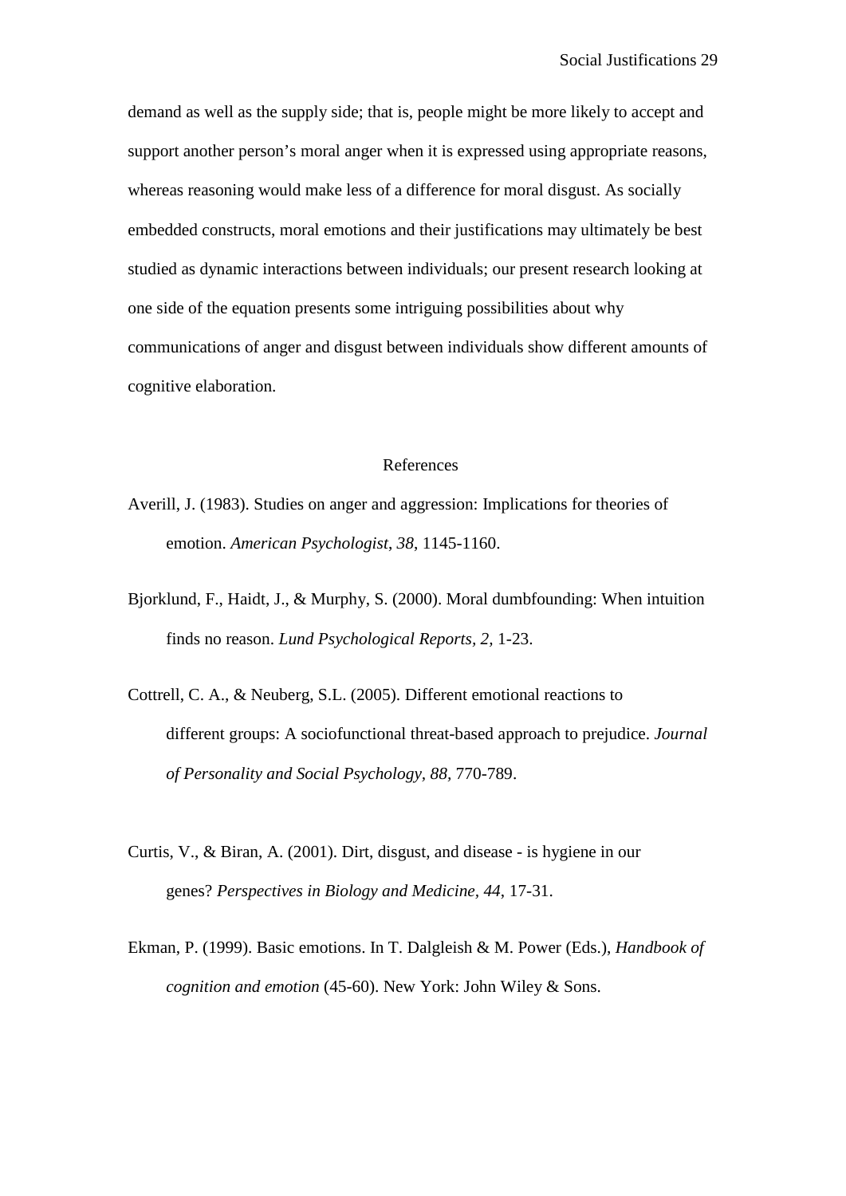demand as well as the supply side; that is, people might be more likely to accept and support another person's moral anger when it is expressed using appropriate reasons, whereas reasoning would make less of a difference for moral disgust. As socially embedded constructs, moral emotions and their justifications may ultimately be best studied as dynamic interactions between individuals; our present research looking at one side of the equation presents some intriguing possibilities about why communications of anger and disgust between individuals show different amounts of cognitive elaboration.

## References

Averill, J. (1983). Studies on anger and aggression: Implications for theories of emotion. *American Psychologist*, *38*, 1145-1160.

Bjorklund, F., Haidt, J., & Murphy, S. (2000). Moral dumbfounding: When intuition finds no reason. *Lund Psychological Reports, 2,* 1-23.

Cottrell, C. A., & Neuberg, S.L. (2005). Different emotional reactions to different groups: A sociofunctional threat-based approach to prejudice. *Journal of Personality and Social Psychology, 88,* 770-789.

Curtis, V., & Biran, A. (2001). Dirt, disgust, and disease - is hygiene in our genes? *Perspectives in Biology and Medicine, 44,* 17-31.

Ekman, P. (1999). Basic emotions. In T. Dalgleish & M. Power (Eds.), *Handbook of cognition and emotion* (45-60). New York: John Wiley & Sons.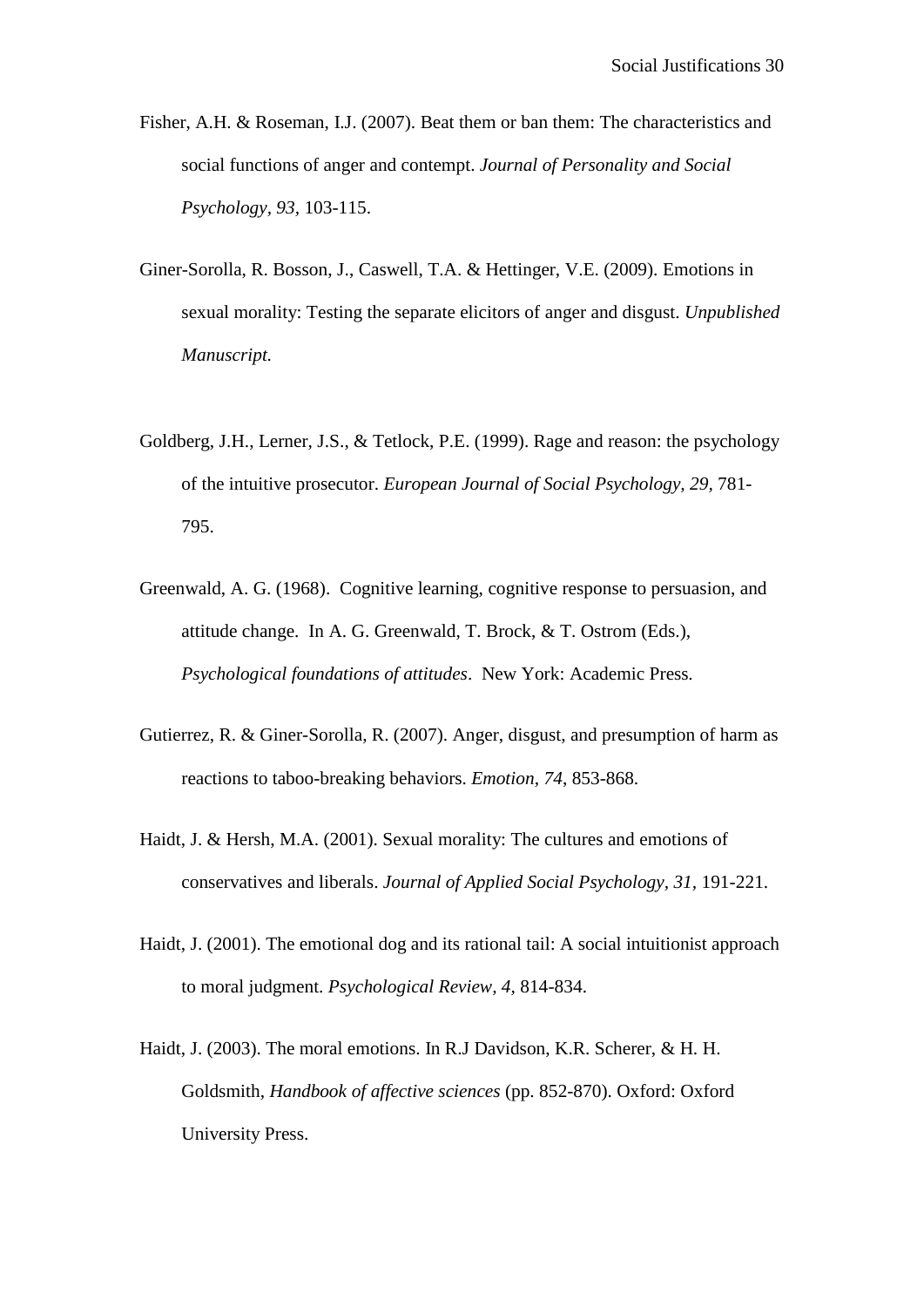Fisher, A.H. & Roseman, I.J. (2007). Beat them or ban them: The characteristics and social functions of anger and contempt. *Journal of Personality and Social Psychology, 93*, 103-115.

Giner-Sorolla, R. Bosson, J., Caswell, T.A. & Hettinger, V.E. (2009). Emotions in sexual morality: Testing the separate elicitors of anger and disgust. *Unpublished Manuscript.*

Goldberg, J.H., Lerner, J.S., & Tetlock, P.E. (1999). Rage and reason: the psychology of the intuitive prosecutor. *European Journal of Social Psychology, 29,* 781-795.

Greenwald, A. G. (1968). Cognitive learning, cognitive response to persuasion, and attitude change. In A. G. Greenwald, T. Brock, & T. Ostrom (Eds.), *Psychological foundations of attitudes*. New York: Academic Press.

Gutierrez, R. & Giner-Sorolla, R. (2007). Anger, disgust, and presumption of harm as reactions to taboo-breaking behaviors. *Emotion, 74*, 853-868.

Haidt, J. & Hersh, M.A. (2001). Sexual morality: The cultures and emotions of conservatives and liberals. *Journal of Applied Social Psychology, 31,* 191-221.

Haidt, J. (2001). The emotional dog and its rational tail: A social intuitionist approach to moral judgment. *Psychological Review, 4,* 814-834.

Haidt, J. (2003). The moral emotions. In R.J Davidson, K.R. Scherer, & H. H. Goldsmith, *Handbook of affective sciences* (pp. 852-870). Oxford: Oxford University Press.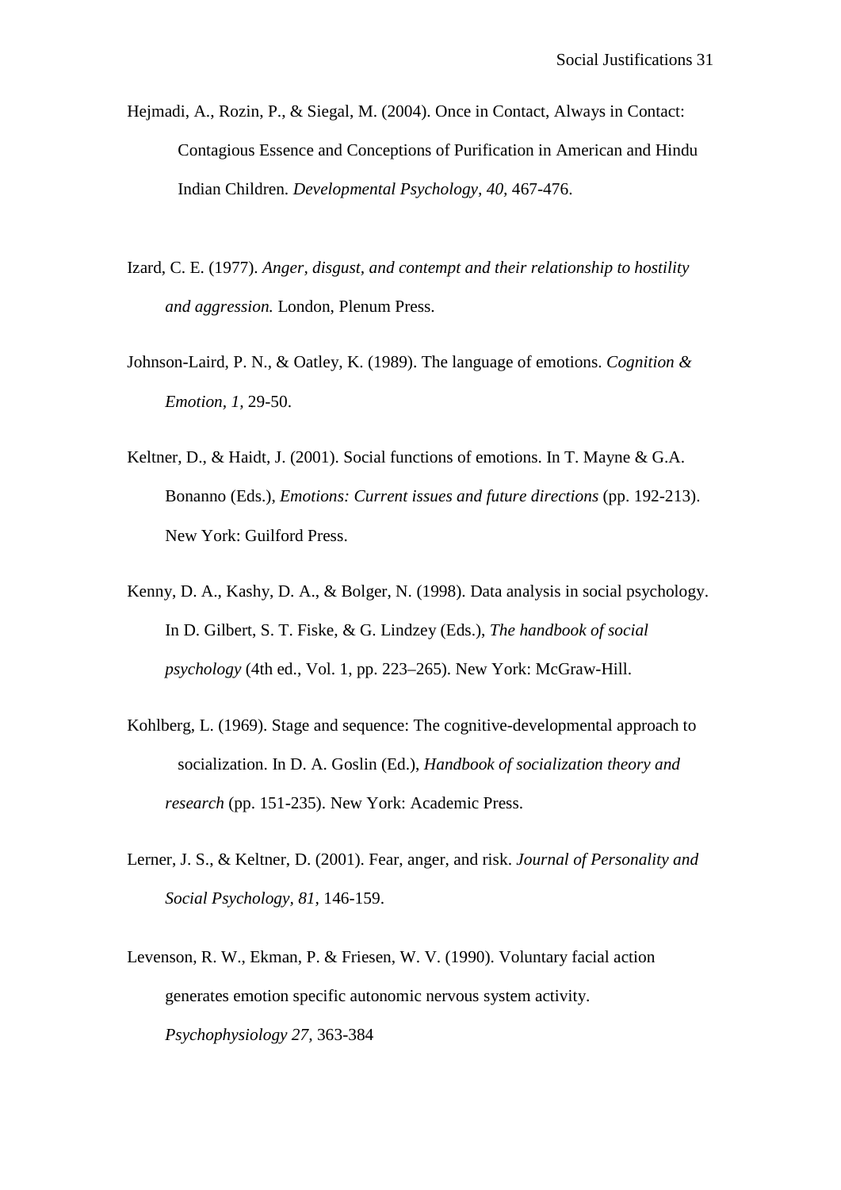Hejmadi, A., Rozin, P., & Siegal, M. (2004). Once in Contact, Always in Contact: Contagious Essence and Conceptions of Purification in American and Hindu Indian Children. *Developmental Psychology, 40*, 467-476.

Izard, C. E. (1977). *Anger, disgust, and contempt and their relationship to hostility and aggression.* London, Plenum Press.

Johnson-Laird, P. N., & Oatley, K. (1989). The language of emotions. *Cognition & Emotion, 1,* 29-50.

Keltner, D., & Haidt, J. (2001). Social functions of emotions. In T. Mayne & G.A. Bonanno (Eds.), *Emotions: Current issues and future directions* (pp. 192-213). New York: Guilford Press.

Kenny, D. A., Kashy, D. A., & Bolger, N. (1998). Data analysis in social psychology. In D. Gilbert, S. T. Fiske, & G. Lindzey (Eds.), *The handbook of social psychology* (4th ed., Vol. 1, pp. 223–265). New York: McGraw-Hill.

Kohlberg, L. (1969). Stage and sequence: The cognitive-developmental approach to socialization. In D. A. Goslin (Ed.), *Handbook of socialization theory and research* (pp. 151-235). New York: Academic Press.

Lerner, J. S., & Keltner, D. (2001). Fear, anger, and risk. *Journal of Personality and Social Psychology, 81,* 146-159.

Levenson, R. W., Ekman, P. & Friesen, W. V. (1990). Voluntary facial action generates emotion specific autonomic nervous system activity. *Psychophysiology 27,* 363-384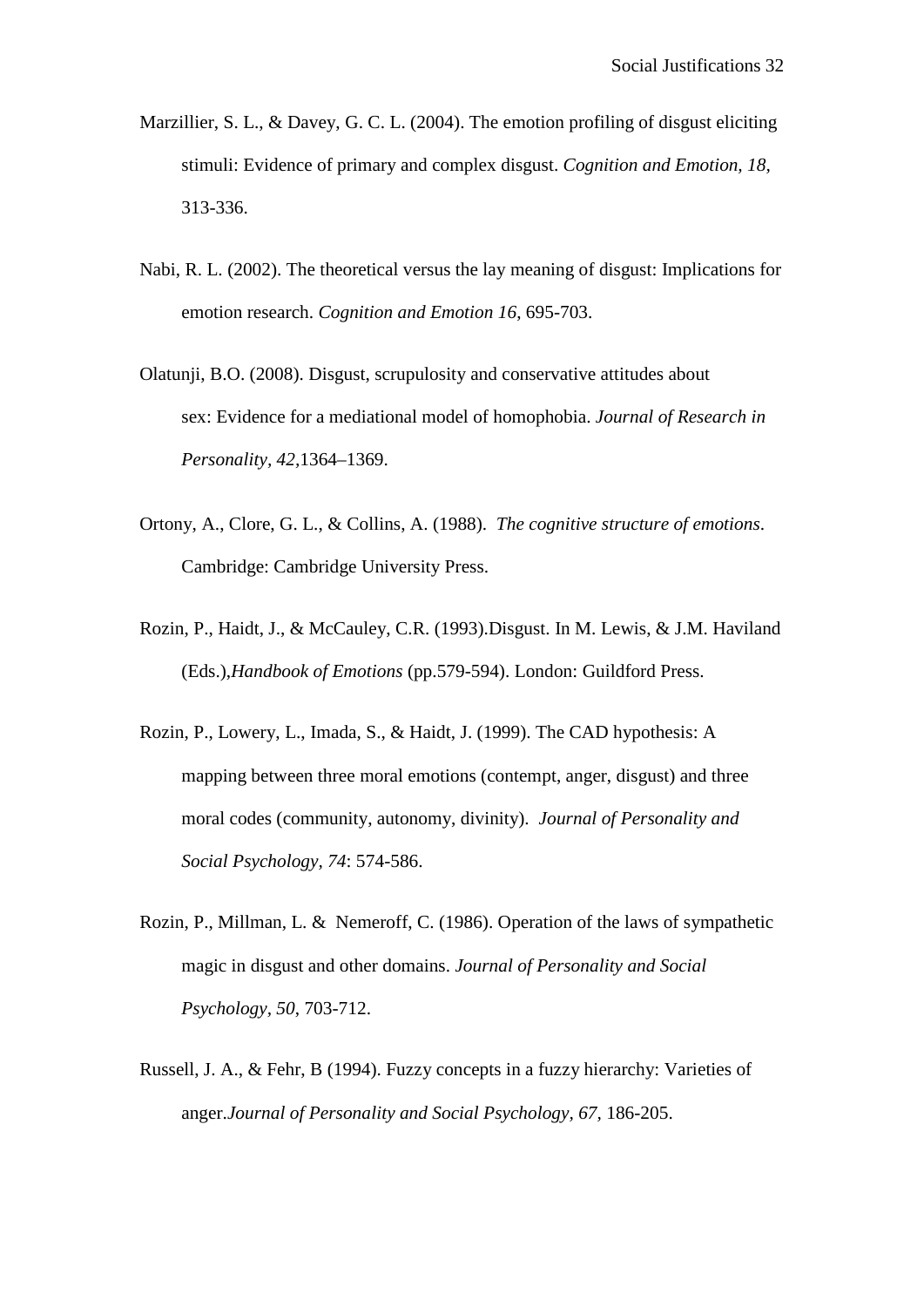Marzillier, S. L., & Davey, G. C. L. (2004). The emotion profiling of disgust eliciting stimuli: Evidence of primary and complex disgust. *Cognition and Emotion, 18*, 313-336.

Nabi, R. L. (2002). The theoretical versus the lay meaning of disgust: Implications for emotion research. *Cognition and Emotion 16*, 695-703.

Olatunji, B.O. (2008). Disgust, scrupulosity and conservative attitudes about sex: Evidence for a mediational model of homophobia. *Journal of Research in Personality, 42,*1364–1369.

Ortony, A., Clore, G. L., & Collins, A. (1988). *The cognitive structure of emotions*. Cambridge: Cambridge University Press.

Rozin, P., Haidt, J., & McCauley, C.R. (1993).Disgust. In M. Lewis, & J.M. Haviland (Eds.),*Handbook of Emotions* (pp.579-594). London: Guildford Press.

Rozin, P., Lowery, L., Imada, S., & Haidt, J. (1999). The CAD hypothesis: A mapping between three moral emotions (contempt, anger, disgust) and three moral codes (community, autonomy, divinity). *Journal of Personality and Social Psychology, 74*: 574-586.

Rozin, P., Millman, L. & Nemeroff, C. (1986). Operation of the laws of sympathetic magic in disgust and other domains. *Journal of Personality and Social Psychology*, *50*, 703-712.

Russell, J. A., & Fehr, B (1994). Fuzzy concepts in a fuzzy hierarchy: Varieties of anger.*Journal of Personality and Social Psychology, 67*, 186-205.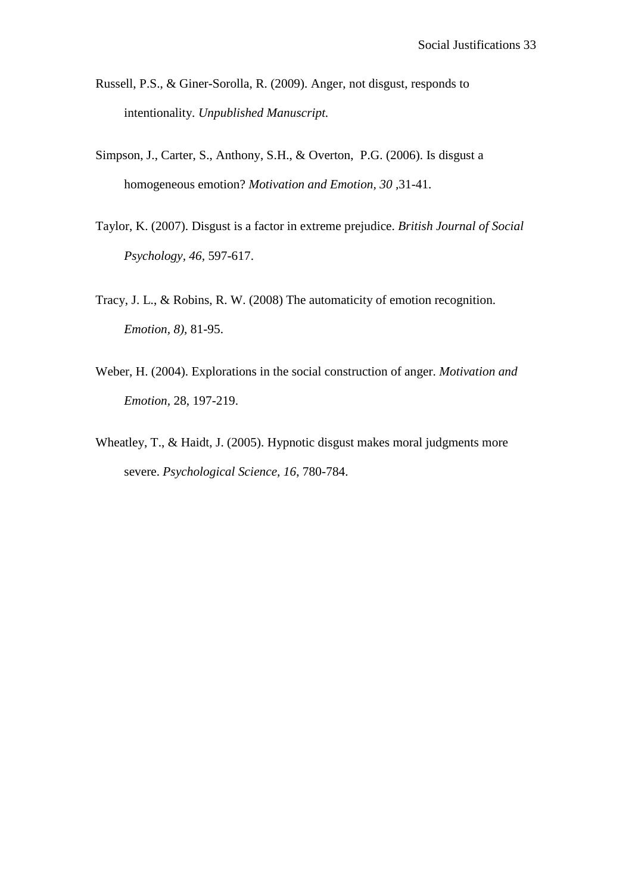Russell, P.S., & Giner-Sorolla, R. (2009). Anger, not disgust, responds to intentionality. *Unpublished Manuscript.*

Simpson, J., Carter, S., Anthony, S.H., & Overton, P.G. (2006). Is disgust a homogeneous emotion? *Motivation and Emotion, 30* ,31-41.

Taylor, K. (2007). Disgust is a factor in extreme prejudice. *British Journal of Social Psychology*, *46*, 597-617.

Tracy, J. L., & Robins, R. W. (2008) The automaticity of emotion recognition. *Emotion, 8),* 81-95.

Weber, H. (2004). Explorations in the social construction of anger. *Motivation and Emotion,* 28, 197-219.

Wheatley, T., & Haidt, J. (2005). Hypnotic disgust makes moral judgments more severe. *Psychological Science, 16,* 780-784.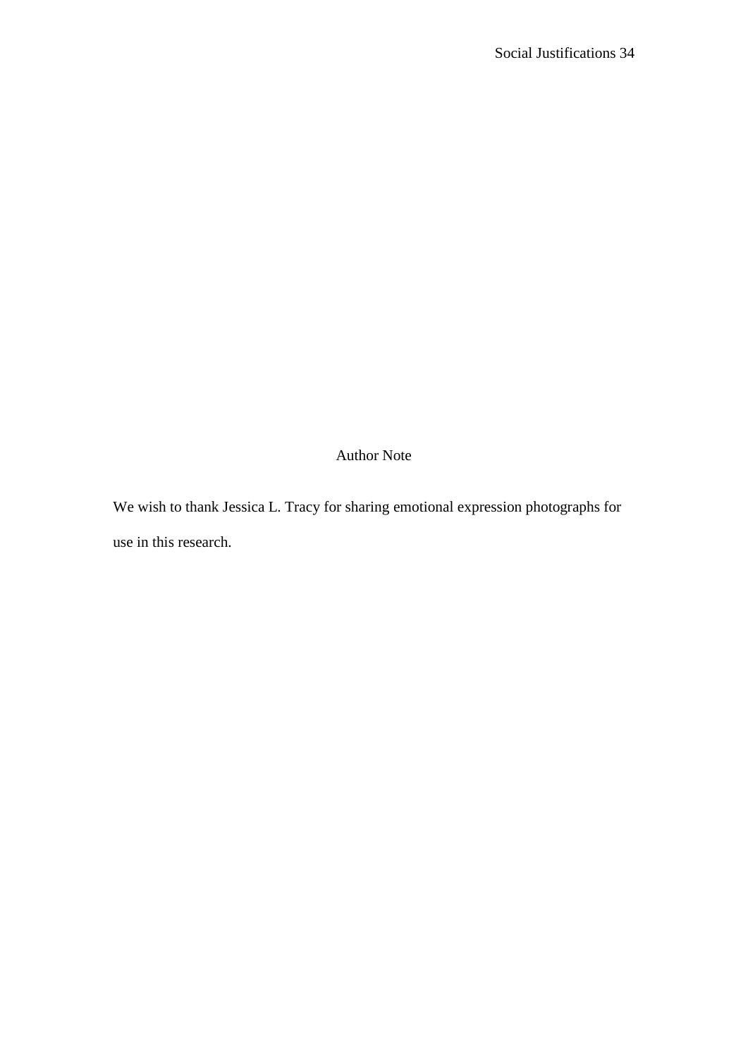# Author Note

We wish to thank Jessica L. Tracy for sharing emotional expression photographs for use in this research.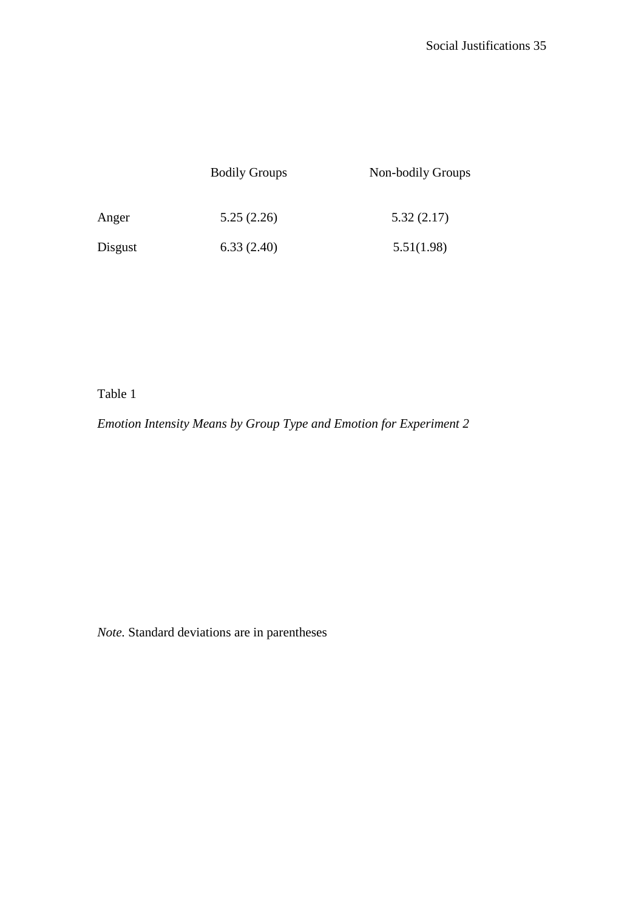| | Bodily Groups | Non-bodily Groups |
|---|---|---|
| Anger | 5.25 (2.26) | 5.32 (2.17) |
| Disgust | 6.33 (2.40) | 5.51(1.98) |

Table 1

*Emotion Intensity Means by Group Type and Emotion for Experiment 2*

*Note.* Standard deviations are in parentheses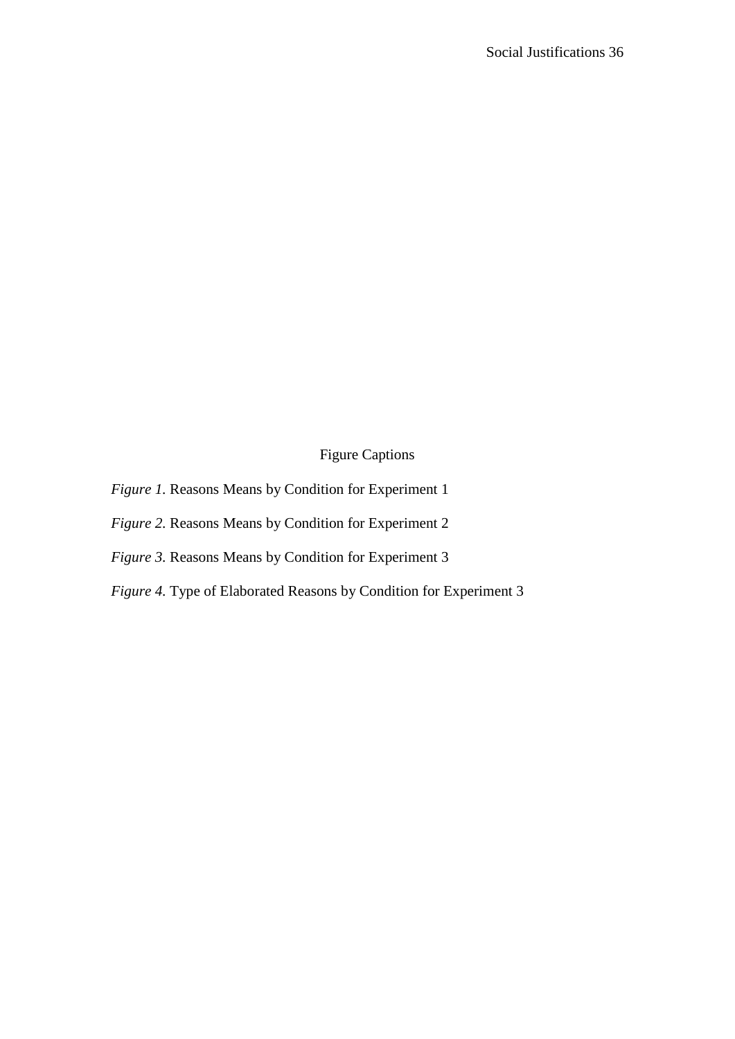# Figure Captions

*Figure 1.* Reasons Means by Condition for Experiment 1

*Figure 2.* Reasons Means by Condition for Experiment 2

*Figure 3.* Reasons Means by Condition for Experiment 3

*Figure 4.* Type of Elaborated Reasons by Condition for Experiment 3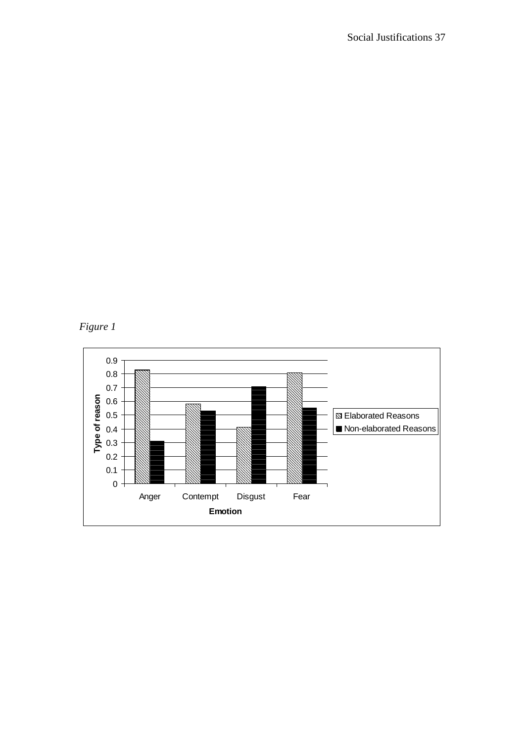*Figure 1*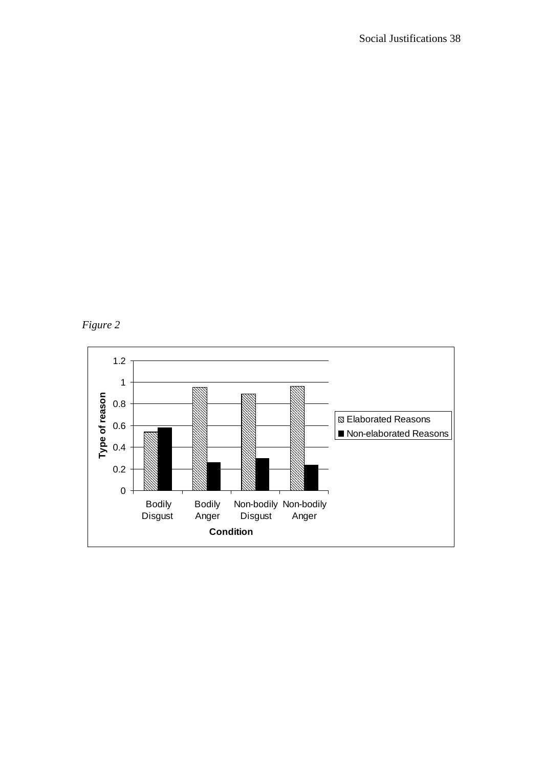*Figure 2*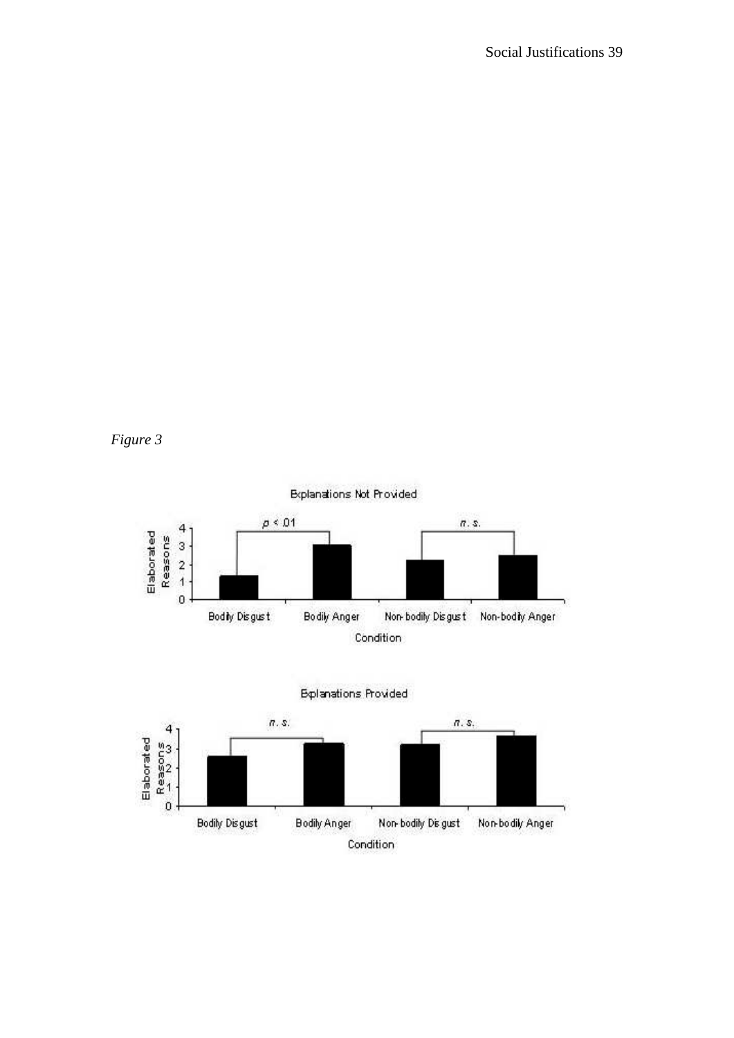*Figure 3*

Explanations Not Provided

Elaborated Reasons

$p < .01$

*n. s.*

Bodily Disgust | Bodily Anger | Non-bodily Disgust | Non-bodily Anger

Condition

Explanations Provided

Elaborated Reasons

*n. s.*

*n. s.*

Bodily Disgust | Bodily Anger | Non-bodily Disgust | Non-bodily Anger

Condition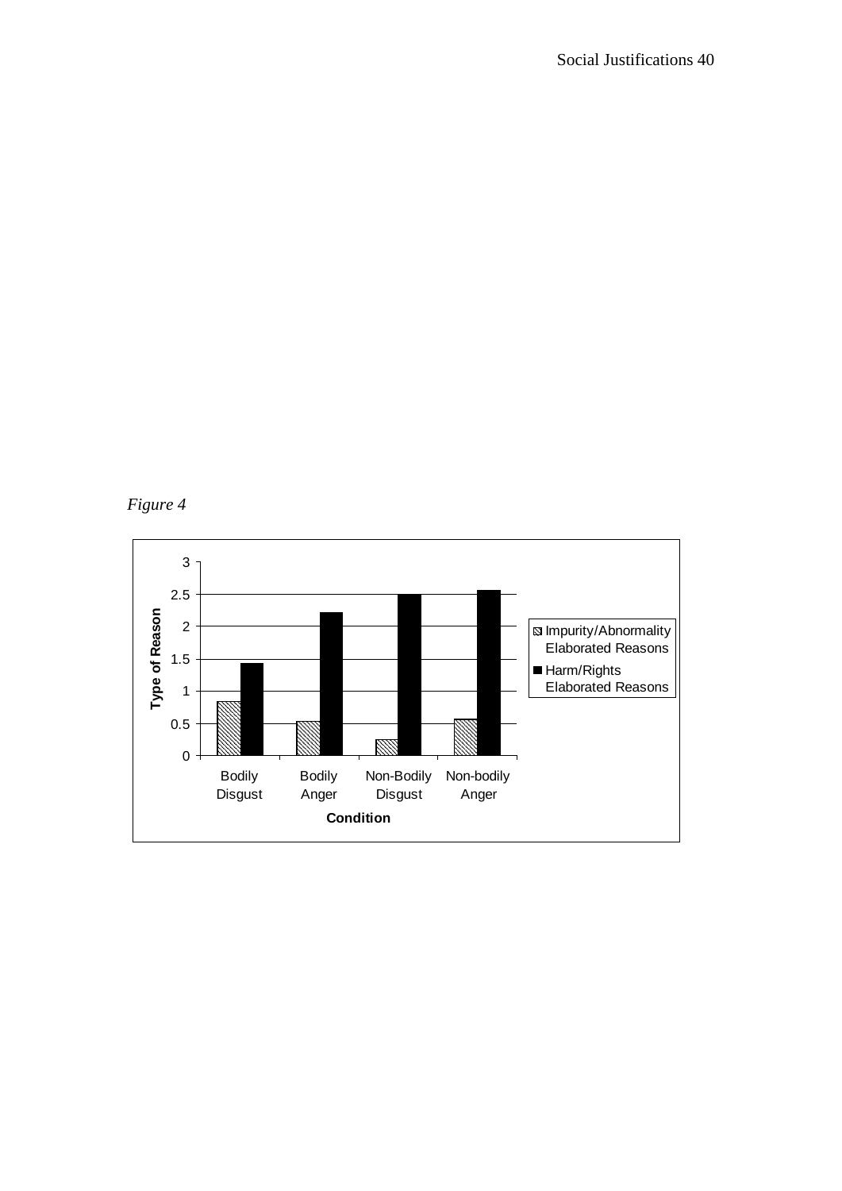*Figure 4*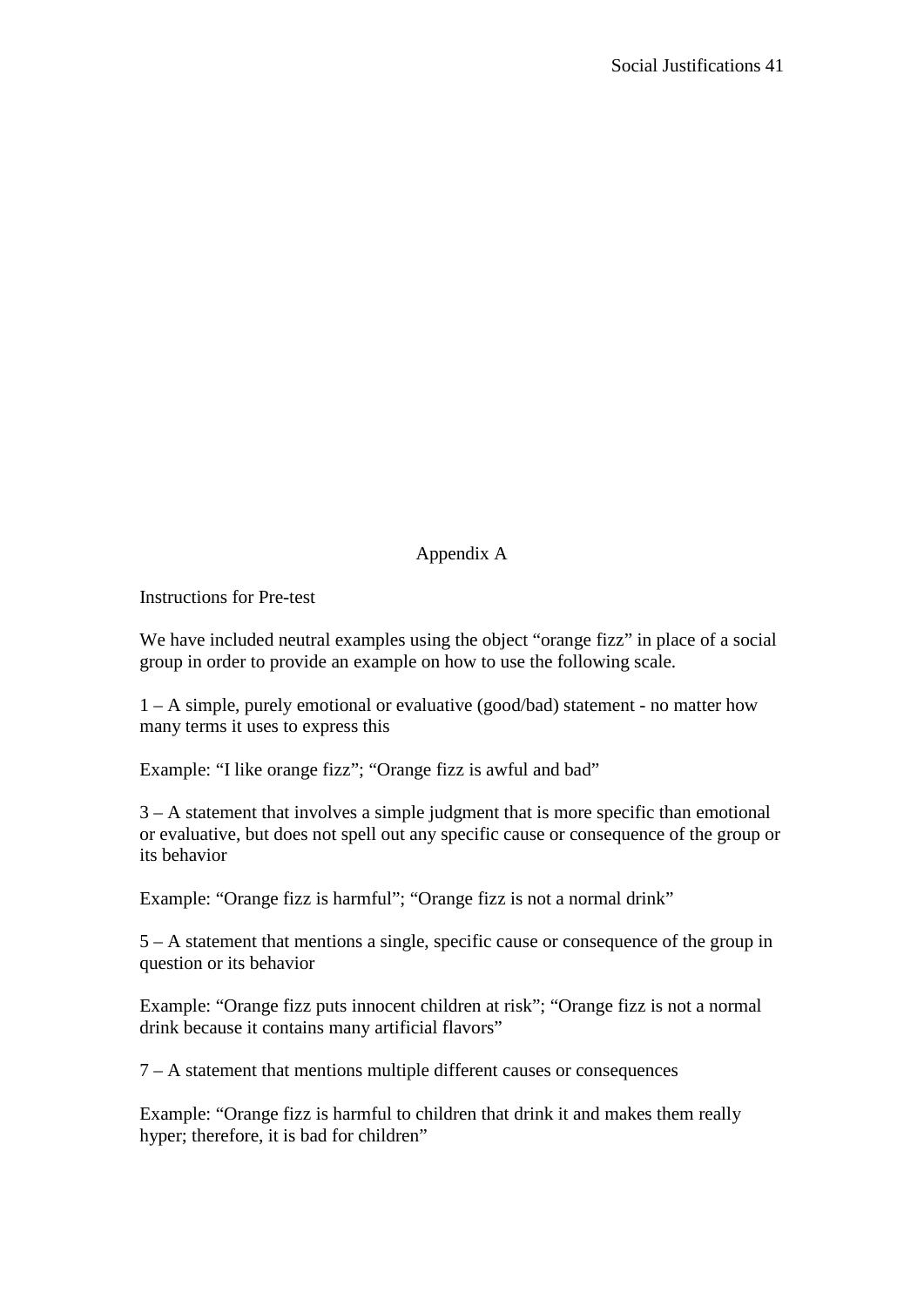# Appendix A

Instructions for Pre-test

We have included neutral examples using the object “orange fizz” in place of a social group in order to provide an example on how to use the following scale.

1 – A simple, purely emotional or evaluative (good/bad) statement - no matter how many terms it uses to express this

Example: “I like orange fizz”; “Orange fizz is awful and bad”

3 – A statement that involves a simple judgment that is more specific than emotional or evaluative, but does not spell out any specific cause or consequence of the group or its behavior

Example: “Orange fizz is harmful”; “Orange fizz is not a normal drink”

5 – A statement that mentions a single, specific cause or consequence of the group in question or its behavior

Example: “Orange fizz puts innocent children at risk”; “Orange fizz is not a normal drink because it contains many artificial flavors”

7 – A statement that mentions multiple different causes or consequences

Example: “Orange fizz is harmful to children that drink it and makes them really hyper; therefore, it is bad for children”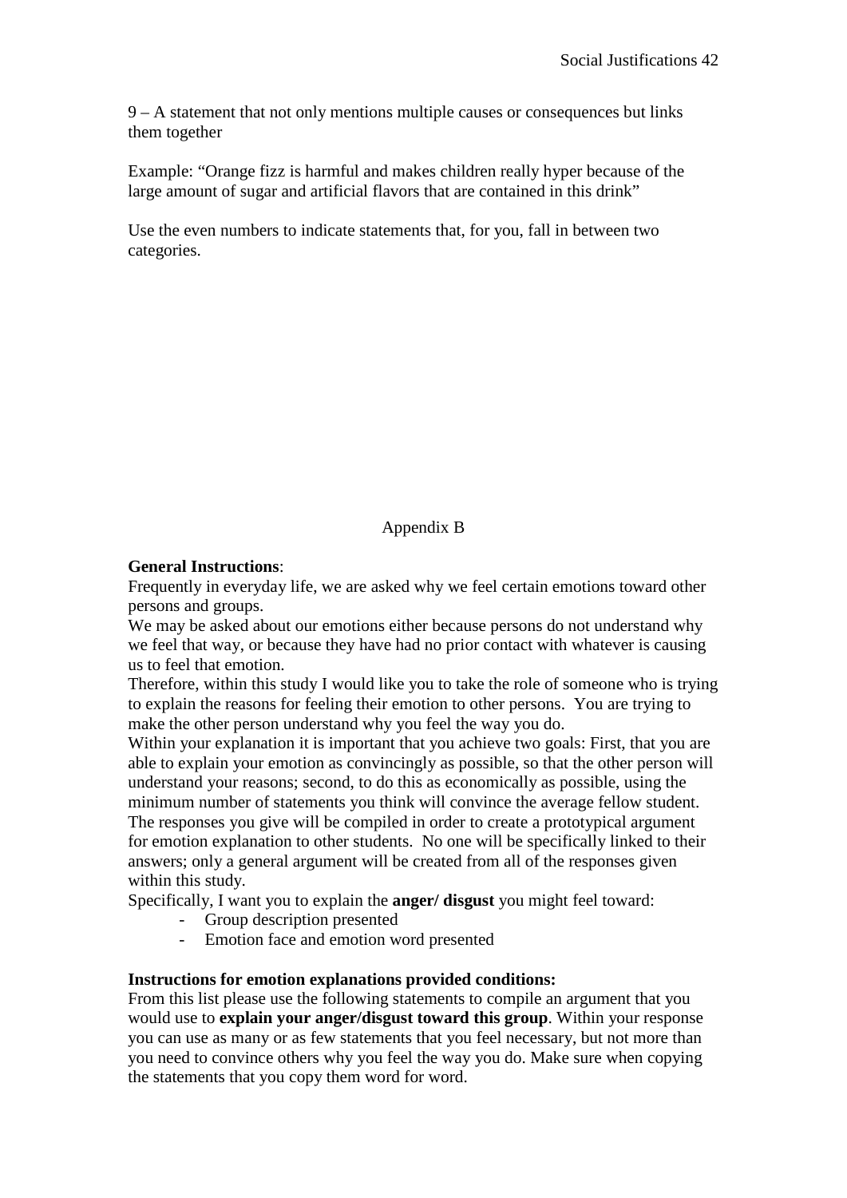9 – A statement that not only mentions multiple causes or consequences but links them together

Example: “Orange fizz is harmful and makes children really hyper because of the large amount of sugar and artificial flavors that are contained in this drink”

Use the even numbers to indicate statements that, for you, fall in between two categories.

## Appendix B

**General Instructions**:
Frequently in everyday life, we are asked why we feel certain emotions toward other persons and groups.
We may be asked about our emotions either because persons do not understand why we feel that way, or because they have had no prior contact with whatever is causing us to feel that emotion.
Therefore, within this study I would like you to take the role of someone who is trying to explain the reasons for feeling their emotion to other persons. You are trying to make the other person understand why you feel the way you do.
Within your explanation it is important that you achieve two goals: First, that you are able to explain your emotion as convincingly as possible, so that the other person will understand your reasons; second, to do this as economically as possible, using the minimum number of statements you think will convince the average fellow student.
The responses you give will be compiled in order to create a prototypical argument for emotion explanation to other students. No one will be specifically linked to their answers; only a general argument will be created from all of the responses given within this study.
Specifically, I want you to explain the **anger/ disgust** you might feel toward:

- Group description presented
- Emotion face and emotion word presented

**Instructions for emotion explanations provided conditions:**
From this list please use the following statements to compile an argument that you would use to **explain your anger/disgust toward this group**. Within your response you can use as many or as few statements that you feel necessary, but not more than you need to convince others why you feel the way you do. Make sure when copying the statements that you copy them word for word.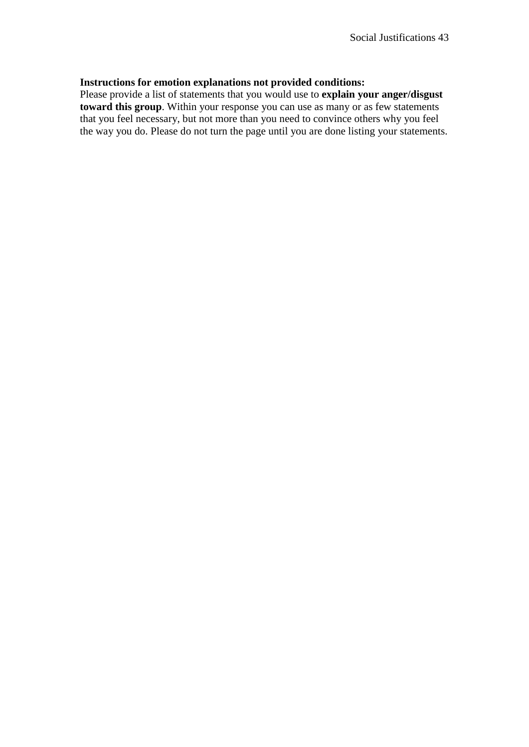**Instructions for emotion explanations not provided conditions:**

Please provide a list of statements that you would use to **explain your anger/disgust toward this group**. Within your response you can use as many or as few statements that you feel necessary, but not more than you need to convince others why you feel the way you do. Please do not turn the page until you are done listing your statements.